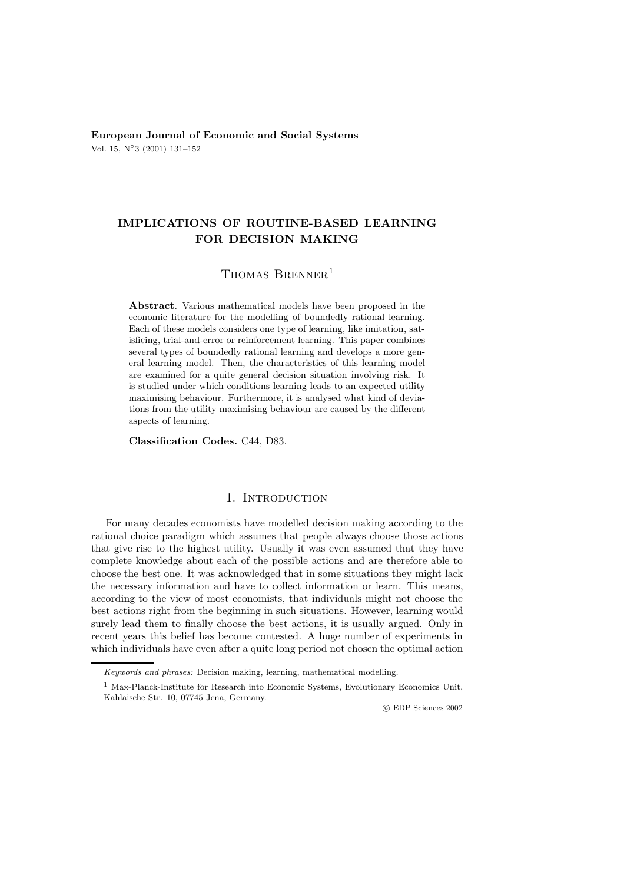**European Journal of Economic and Social Systems**
Vol. 15, N°3 (2001) 131–152

# IMPLICATIONS OF ROUTINE-BASED LEARNING FOR DECISION MAKING

Thomas Brenner[1]

**Abstract**. Various mathematical models have been proposed in the economic literature for the modelling of boundedly rational learning. Each of these models considers one type of learning, like imitation, satisficing, trial-and-error or reinforcement learning. This paper combines several types of boundedly rational learning and develops a more general learning model. Then, the characteristics of this learning model are examined for a quite general decision situation involving risk. It is studied under which conditions learning leads to an expected utility maximising behaviour. Furthermore, it is analysed what kind of deviations from the utility maximising behaviour are caused by the different aspects of learning.

**Classification Codes.** C44, D83.

## 1. Introduction

For many decades economists have modelled decision making according to the rational choice paradigm which assumes that people always choose those actions that give rise to the highest utility. Usually it was even assumed that they have complete knowledge about each of the possible actions and are therefore able to choose the best one. It was acknowledged that in some situations they might lack the necessary information and have to collect information or learn. This means, according to the view of most economists, that individuals might not choose the best actions right from the beginning in such situations. However, learning would surely lead them to finally choose the best actions, it is usually argued. Only in recent years this belief has become contested. A huge number of experiments in which individuals have even after a quite long period not chosen the optimal action

*Keywords and phrases:* Decision making, learning, mathematical modelling.

[1] Max-Planck-Institute for Research into Economic Systems, Evolutionary Economics Unit, Kahlaische Str. 10, 07745 Jena, Germany.

© EDP Sciences 2002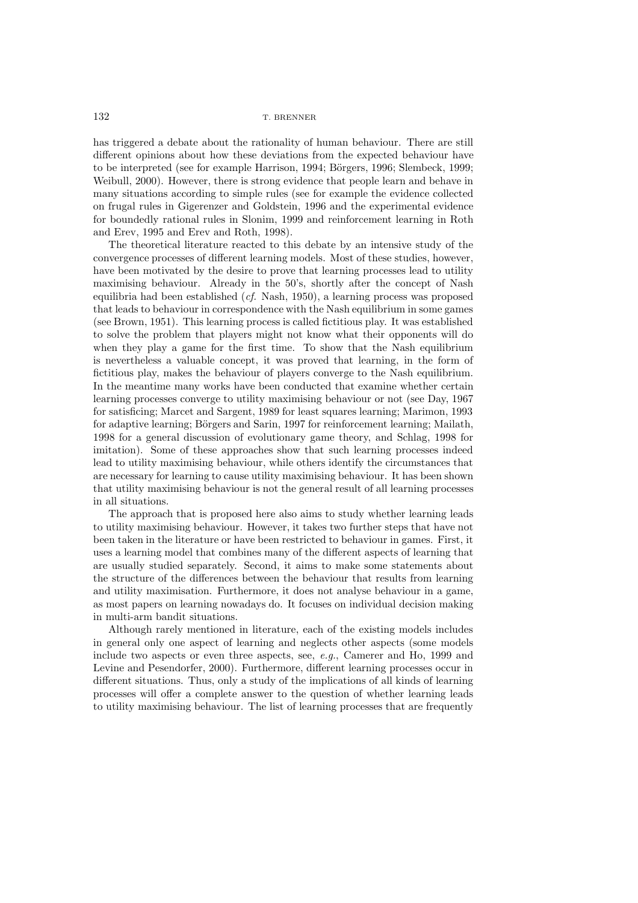has triggered a debate about the rationality of human behaviour. There are still different opinions about how these deviations from the expected behaviour have to be interpreted (see for example Harrison, 1994; Börgers, 1996; Slembeck, 1999; Weibull, 2000). However, there is strong evidence that people learn and behave in many situations according to simple rules (see for example the evidence collected on frugal rules in Gigerenzer and Goldstein, 1996 and the experimental evidence for boundedly rational rules in Slonim, 1999 and reinforcement learning in Roth and Erev, 1995 and Erev and Roth, 1998).

The theoretical literature reacted to this debate by an intensive study of the convergence processes of different learning models. Most of these studies, however, have been motivated by the desire to prove that learning processes lead to utility maximising behaviour. Already in the 50's, shortly after the concept of Nash equilibria had been established (*cf.* Nash, 1950), a learning process was proposed that leads to behaviour in correspondence with the Nash equilibrium in some games (see Brown, 1951). This learning process is called fictitious play. It was established to solve the problem that players might not know what their opponents will do when they play a game for the first time. To show that the Nash equilibrium is nevertheless a valuable concept, it was proved that learning, in the form of fictitious play, makes the behaviour of players converge to the Nash equilibrium. In the meantime many works have been conducted that examine whether certain learning processes converge to utility maximising behaviour or not (see Day, 1967 for satisficing; Marcet and Sargent, 1989 for least squares learning; Marimon, 1993 for adaptive learning; Börgers and Sarin, 1997 for reinforcement learning; Mailath, 1998 for a general discussion of evolutionary game theory, and Schlag, 1998 for imitation). Some of these approaches show that such learning processes indeed lead to utility maximising behaviour, while others identify the circumstances that are necessary for learning to cause utility maximising behaviour. It has been shown that utility maximising behaviour is not the general result of all learning processes in all situations.

The approach that is proposed here also aims to study whether learning leads to utility maximising behaviour. However, it takes two further steps that have not been taken in the literature or have been restricted to behaviour in games. First, it uses a learning model that combines many of the different aspects of learning that are usually studied separately. Second, it aims to make some statements about the structure of the differences between the behaviour that results from learning and utility maximisation. Furthermore, it does not analyse behaviour in a game, as most papers on learning nowadays do. It focuses on individual decision making in multi-arm bandit situations.

Although rarely mentioned in literature, each of the existing models includes in general only one aspect of learning and neglects other aspects (some models include two aspects or even three aspects, see, *e.g.*, Camerer and Ho, 1999 and Levine and Pesendorfer, 2000). Furthermore, different learning processes occur in different situations. Thus, only a study of the implications of all kinds of learning processes will offer a complete answer to the question of whether learning leads to utility maximising behaviour. The list of learning processes that are frequently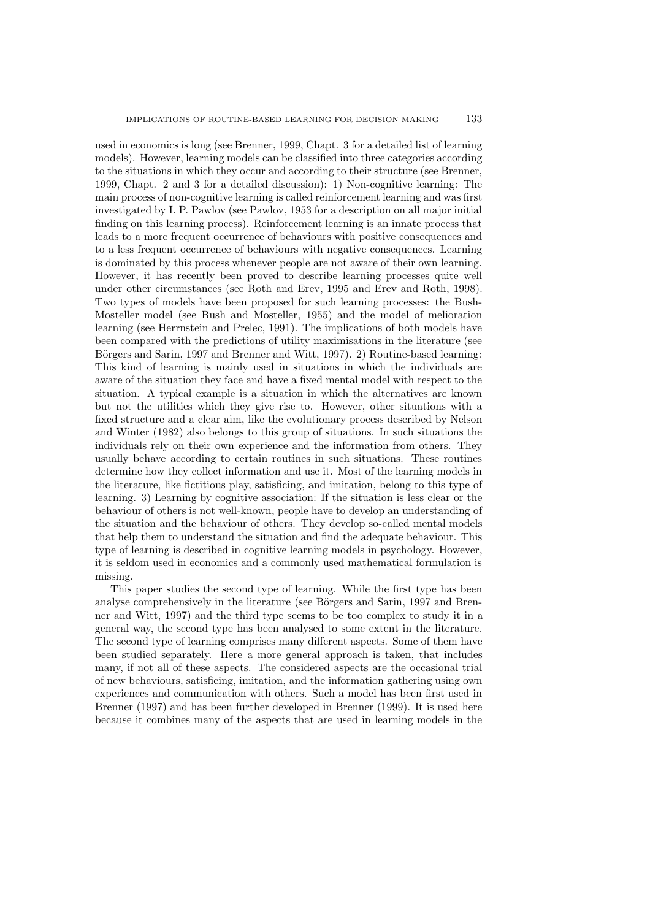used in economics is long (see Brenner, 1999, Chapt. 3 for a detailed list of learning models). However, learning models can be classified into three categories according to the situations in which they occur and according to their structure (see Brenner, 1999, Chapt. 2 and 3 for a detailed discussion): 1) Non-cognitive learning: The main process of non-cognitive learning is called reinforcement learning and was first investigated by I. P. Pawlov (see Pawlov, 1953 for a description on all major initial finding on this learning process). Reinforcement learning is an innate process that leads to a more frequent occurrence of behaviours with positive consequences and to a less frequent occurrence of behaviours with negative consequences. Learning is dominated by this process whenever people are not aware of their own learning. However, it has recently been proved to describe learning processes quite well under other circumstances (see Roth and Erev, 1995 and Erev and Roth, 1998). Two types of models have been proposed for such learning processes: the Bush-Mosteller model (see Bush and Mosteller, 1955) and the model of melioration learning (see Herrnstein and Prelec, 1991). The implications of both models have been compared with the predictions of utility maximisations in the literature (see Börgers and Sarin, 1997 and Brenner and Witt, 1997). 2) Routine-based learning: This kind of learning is mainly used in situations in which the individuals are aware of the situation they face and have a fixed mental model with respect to the situation. A typical example is a situation in which the alternatives are known but not the utilities which they give rise to. However, other situations with a fixed structure and a clear aim, like the evolutionary process described by Nelson and Winter (1982) also belongs to this group of situations. In such situations the individuals rely on their own experience and the information from others. They usually behave according to certain routines in such situations. These routines determine how they collect information and use it. Most of the learning models in the literature, like fictitious play, satisficing, and imitation, belong to this type of learning. 3) Learning by cognitive association: If the situation is less clear or the behaviour of others is not well-known, people have to develop an understanding of the situation and the behaviour of others. They develop so-called mental models that help them to understand the situation and find the adequate behaviour. This type of learning is described in cognitive learning models in psychology. However, it is seldom used in economics and a commonly used mathematical formulation is missing.

This paper studies the second type of learning. While the first type has been analyse comprehensively in the literature (see Börgers and Sarin, 1997 and Brenner and Witt, 1997) and the third type seems to be too complex to study it in a general way, the second type has been analysed to some extent in the literature. The second type of learning comprises many different aspects. Some of them have been studied separately. Here a more general approach is taken, that includes many, if not all of these aspects. The considered aspects are the occasional trial of new behaviours, satisficing, imitation, and the information gathering using own experiences and communication with others. Such a model has been first used in Brenner (1997) and has been further developed in Brenner (1999). It is used here because it combines many of the aspects that are used in learning models in the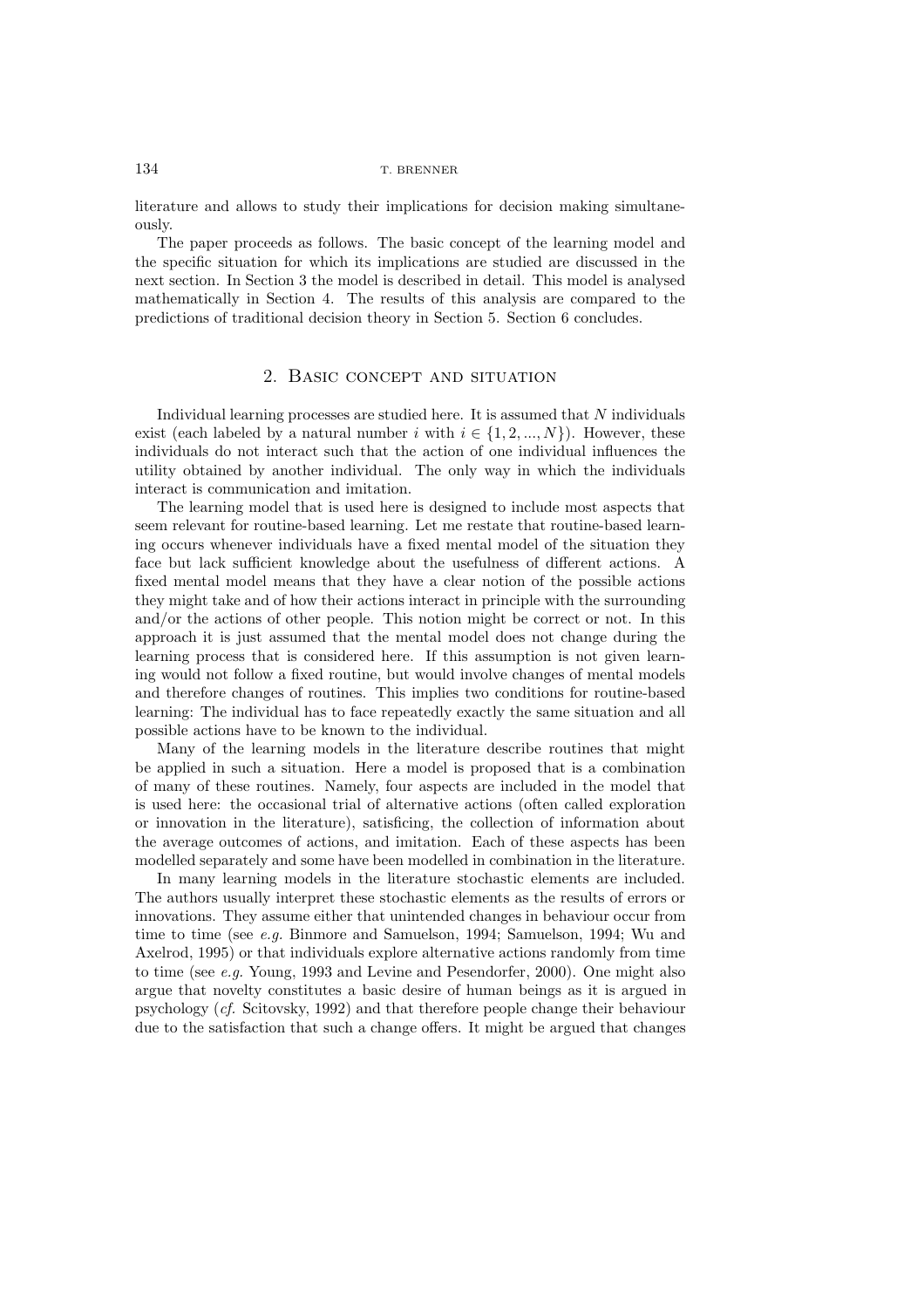literature and allows to study their implications for decision making simultaneously.

The paper proceeds as follows. The basic concept of the learning model and the specific situation for which its implications are studied are discussed in the next section. In Section 3 the model is described in detail. This model is analysed mathematically in Section 4. The results of this analysis are compared to the predictions of traditional decision theory in Section 5. Section 6 concludes.

## 2. Basic concept and situation

Individual learning processes are studied here. It is assumed that $N$ individuals exist (each labeled by a natural number $i$ with $i \in \{1, 2, ..., N\}$). However, these individuals do not interact such that the action of one individual influences the utility obtained by another individual. The only way in which the individuals interact is communication and imitation.

The learning model that is used here is designed to include most aspects that seem relevant for routine-based learning. Let me restate that routine-based learning occurs whenever individuals have a fixed mental model of the situation they face but lack sufficient knowledge about the usefulness of different actions. A fixed mental model means that they have a clear notion of the possible actions they might take and of how their actions interact in principle with the surrounding and/or the actions of other people. This notion might be correct or not. In this approach it is just assumed that the mental model does not change during the learning process that is considered here. If this assumption is not given learning would not follow a fixed routine, but would involve changes of mental models and therefore changes of routines. This implies two conditions for routine-based learning: The individual has to face repeatedly exactly the same situation and all possible actions have to be known to the individual.

Many of the learning models in the literature describe routines that might be applied in such a situation. Here a model is proposed that is a combination of many of these routines. Namely, four aspects are included in the model that is used here: the occasional trial of alternative actions (often called exploration or innovation in the literature), satisficing, the collection of information about the average outcomes of actions, and imitation. Each of these aspects has been modelled separately and some have been modelled in combination in the literature.

In many learning models in the literature stochastic elements are included. The authors usually interpret these stochastic elements as the results of errors or innovations. They assume either that unintended changes in behaviour occur from time to time (see *e.g.* Binmore and Samuelson, 1994; Samuelson, 1994; Wu and Axelrod, 1995) or that individuals explore alternative actions randomly from time to time (see *e.g.* Young, 1993 and Levine and Pesendorfer, 2000). One might also argue that novelty constitutes a basic desire of human beings as it is argued in psychology (*cf.* Scitovsky, 1992) and that therefore people change their behaviour due to the satisfaction that such a change offers. It might be argued that changes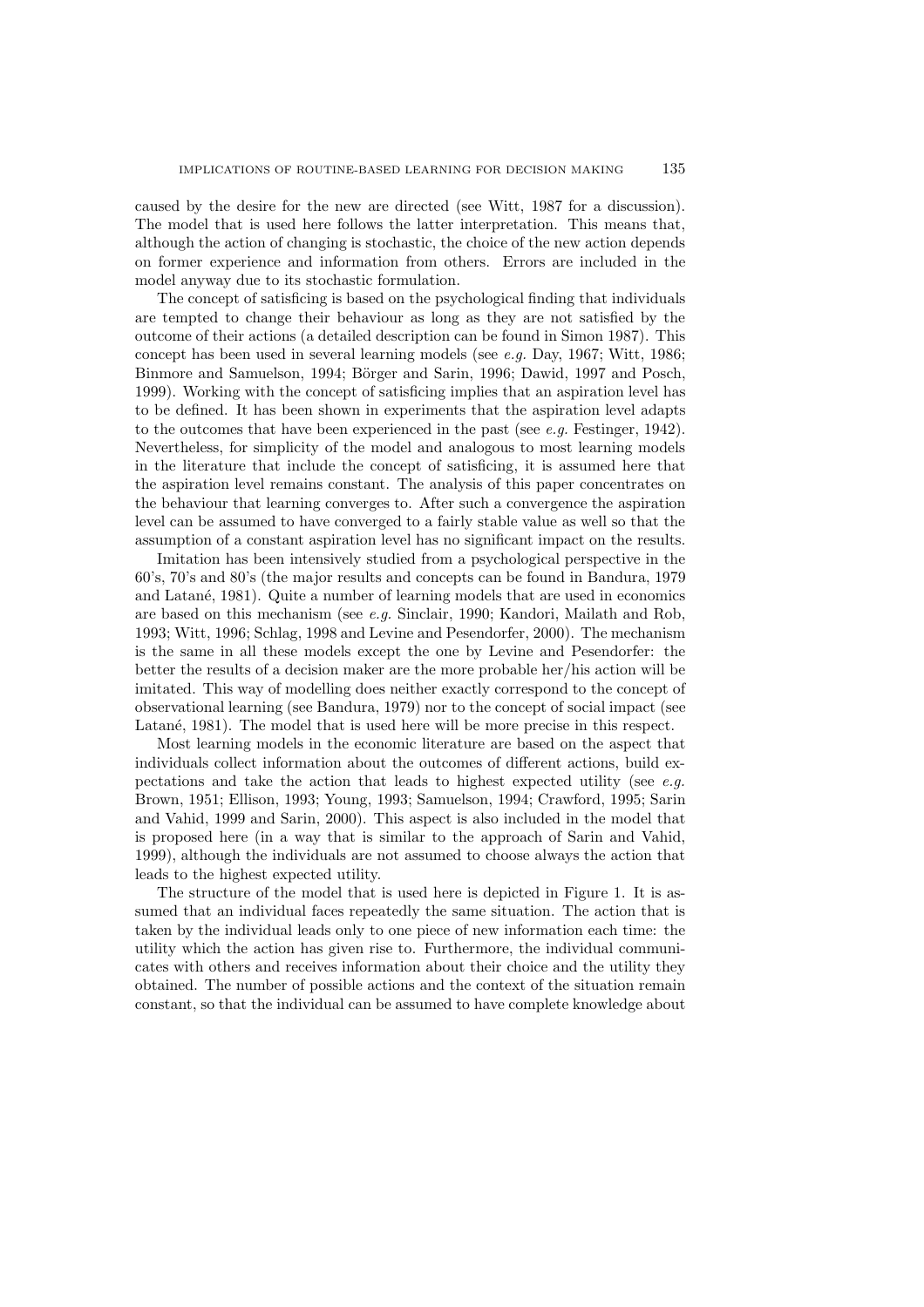caused by the desire for the new are directed (see Witt, 1987 for a discussion). The model that is used here follows the latter interpretation. This means that, although the action of changing is stochastic, the choice of the new action depends on former experience and information from others. Errors are included in the model anyway due to its stochastic formulation.

The concept of satisficing is based on the psychological finding that individuals are tempted to change their behaviour as long as they are not satisfied by the outcome of their actions (a detailed description can be found in Simon 1987). This concept has been used in several learning models (see *e.g.* Day, 1967; Witt, 1986; Binmore and Samuelson, 1994; Börger and Sarin, 1996; Dawid, 1997 and Posch, 1999). Working with the concept of satisficing implies that an aspiration level has to be defined. It has been shown in experiments that the aspiration level adapts to the outcomes that have been experienced in the past (see *e.g.* Festinger, 1942). Nevertheless, for simplicity of the model and analogous to most learning models in the literature that include the concept of satisficing, it is assumed here that the aspiration level remains constant. The analysis of this paper concentrates on the behaviour that learning converges to. After such a convergence the aspiration level can be assumed to have converged to a fairly stable value as well so that the assumption of a constant aspiration level has no significant impact on the results.

Imitation has been intensively studied from a psychological perspective in the 60's, 70's and 80's (the major results and concepts can be found in Bandura, 1979 and Latané, 1981). Quite a number of learning models that are used in economics are based on this mechanism (see *e.g.* Sinclair, 1990; Kandori, Mailath and Rob, 1993; Witt, 1996; Schlag, 1998 and Levine and Pesendorfer, 2000). The mechanism is the same in all these models except the one by Levine and Pesendorfer: the better the results of a decision maker are the more probable her/his action will be imitated. This way of modelling does neither exactly correspond to the concept of observational learning (see Bandura, 1979) nor to the concept of social impact (see Latané, 1981). The model that is used here will be more precise in this respect.

Most learning models in the economic literature are based on the aspect that individuals collect information about the outcomes of different actions, build expectations and take the action that leads to highest expected utility (see *e.g.* Brown, 1951; Ellison, 1993; Young, 1993; Samuelson, 1994; Crawford, 1995; Sarin and Vahid, 1999 and Sarin, 2000). This aspect is also included in the model that is proposed here (in a way that is similar to the approach of Sarin and Vahid, 1999), although the individuals are not assumed to choose always the action that leads to the highest expected utility.

The structure of the model that is used here is depicted in Figure 1. It is assumed that an individual faces repeatedly the same situation. The action that is taken by the individual leads only to one piece of new information each time: the utility which the action has given rise to. Furthermore, the individual communicates with others and receives information about their choice and the utility they obtained. The number of possible actions and the context of the situation remain constant, so that the individual can be assumed to have complete knowledge about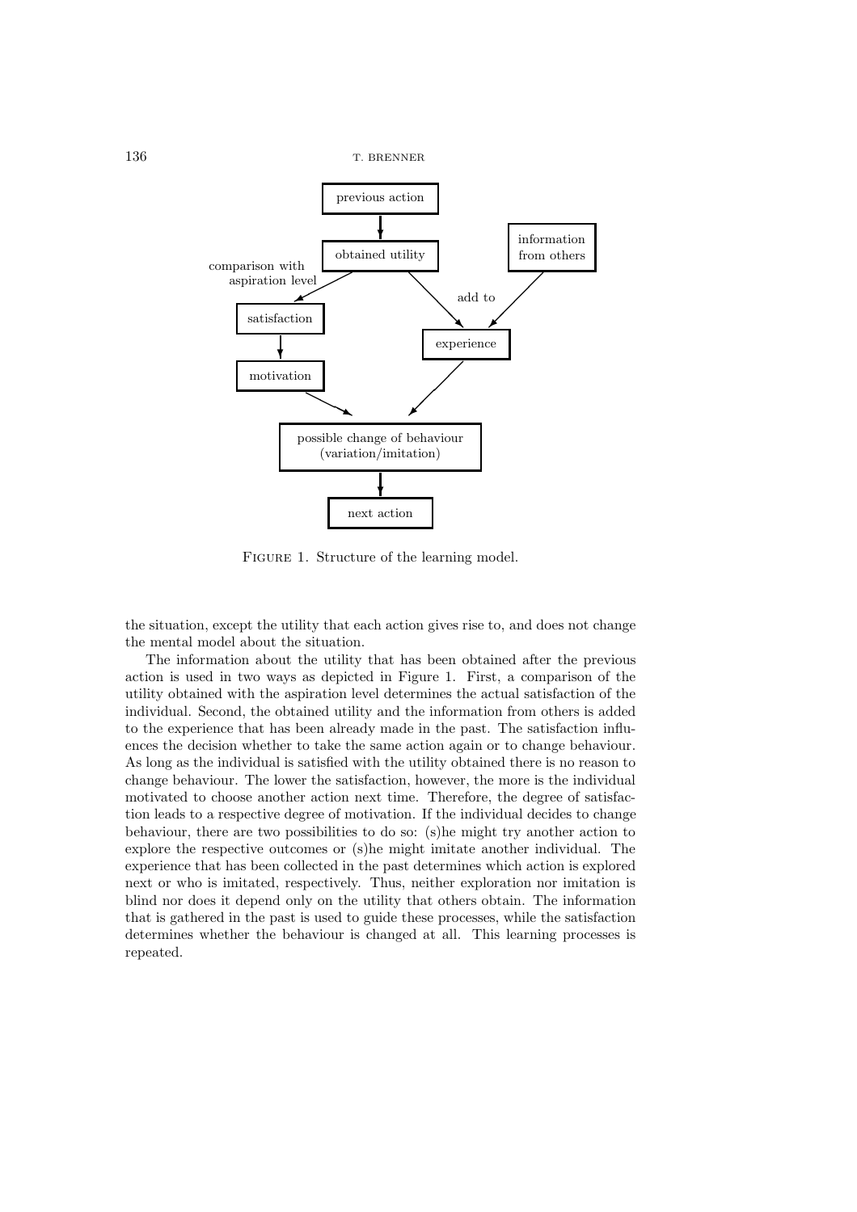FIGURE 1. Structure of the learning model.

the situation, except the utility that each action gives rise to, and does not change the mental model about the situation.

The information about the utility that has been obtained after the previous action is used in two ways as depicted in Figure 1. First, a comparison of the utility obtained with the aspiration level determines the actual satisfaction of the individual. Second, the obtained utility and the information from others is added to the experience that has been already made in the past. The satisfaction influences the decision whether to take the same action again or to change behaviour. As long as the individual is satisfied with the utility obtained there is no reason to change behaviour. The lower the satisfaction, however, the more is the individual motivated to choose another action next time. Therefore, the degree of satisfaction leads to a respective degree of motivation. If the individual decides to change behaviour, there are two possibilities to do so: (s)he might try another action to explore the respective outcomes or (s)he might imitate another individual. The experience that has been collected in the past determines which action is explored next or who is imitated, respectively. Thus, neither exploration nor imitation is blind nor does it depend only on the utility that others obtain. The information that is gathered in the past is used to guide these processes, while the satisfaction determines whether the behaviour is changed at all. This learning processes is repeated.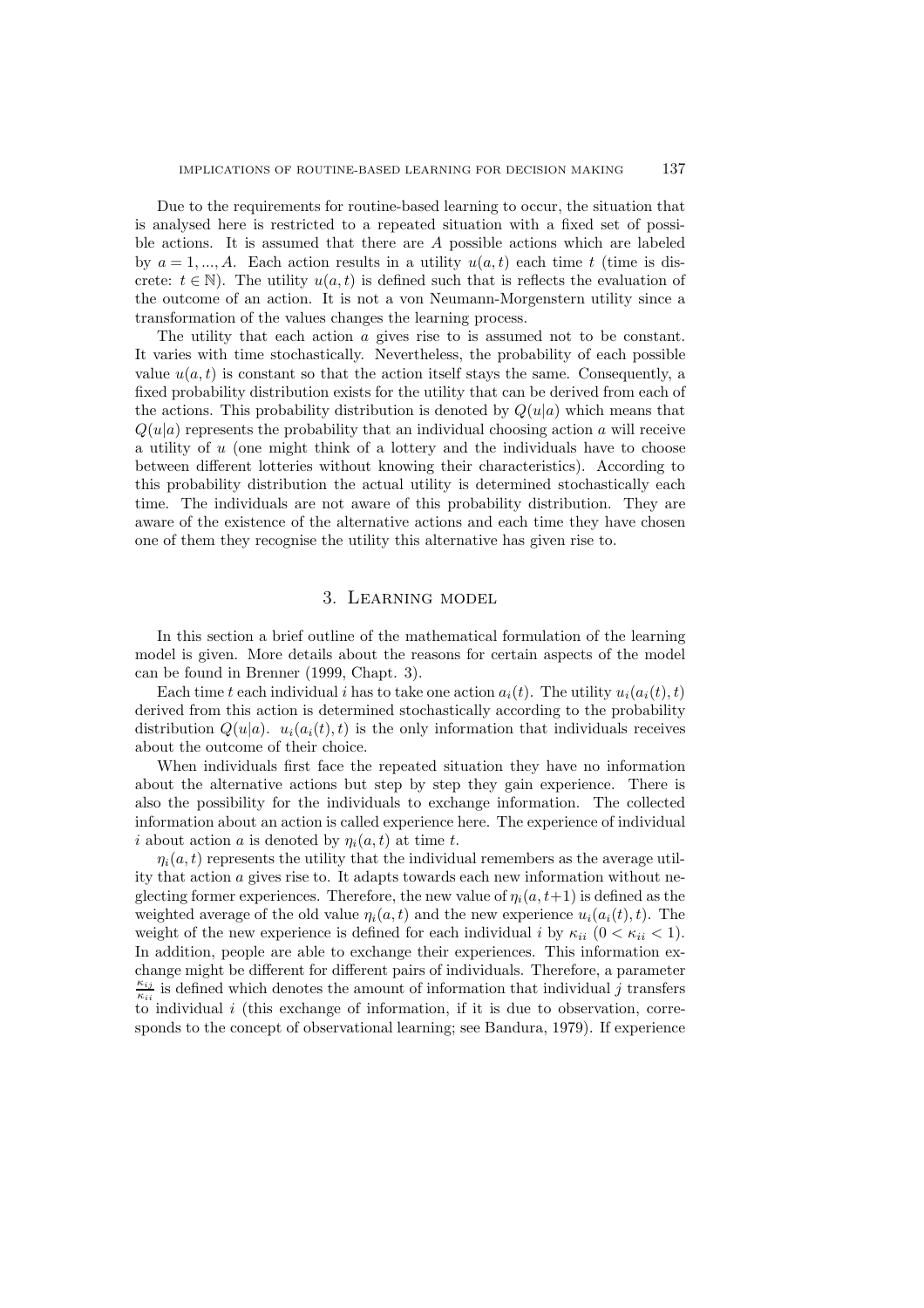Due to the requirements for routine-based learning to occur, the situation that is analysed here is restricted to a repeated situation with a fixed set of possible actions. It is assumed that there are $A$ possible actions which are labeled by $a = 1, ..., A$. Each action results in a utility $u(a, t)$ each time $t$ (time is discrete: $t \in \mathbb{N}$). The utility $u(a, t)$ is defined such that is reflects the evaluation of the outcome of an action. It is not a von Neumann-Morgenstern utility since a transformation of the values changes the learning process.

The utility that each action $a$ gives rise to is assumed not to be constant. It varies with time stochastically. Nevertheless, the probability of each possible value $u(a, t)$ is constant so that the action itself stays the same. Consequently, a fixed probability distribution exists for the utility that can be derived from each of the actions. This probability distribution is denoted by $Q(u|a)$ which means that $Q(u|a)$ represents the probability that an individual choosing action $a$ will receive a utility of $u$ (one might think of a lottery and the individuals have to choose between different lotteries without knowing their characteristics). According to this probability distribution the actual utility is determined stochastically each time. The individuals are not aware of this probability distribution. They are aware of the existence of the alternative actions and each time they have chosen one of them they recognise the utility this alternative has given rise to.

## 3. Learning model

In this section a brief outline of the mathematical formulation of the learning model is given. More details about the reasons for certain aspects of the model can be found in Brenner (1999, Chapt. 3).

Each time $t$ each individual $i$ has to take one action $a_i(t)$. The utility $u_i(a_i(t), t)$ derived from this action is determined stochastically according to the probability distribution $Q(u|a)$. $u_i(a_i(t), t)$ is the only information that individuals receives about the outcome of their choice.

When individuals first face the repeated situation they have no information about the alternative actions but step by step they gain experience. There is also the possibility for the individuals to exchange information. The collected information about an action is called experience here. The experience of individual $i$ about action $a$ is denoted by $\eta_i(a, t)$ at time $t$.

$\eta_i(a, t)$ represents the utility that the individual remembers as the average utility that action $a$ gives rise to. It adapts towards each new information without neglecting former experiences. Therefore, the new value of $\eta_i(a, t+1)$ is defined as the weighted average of the old value $\eta_i(a, t)$ and the new experience $u_i(a_i(t), t)$. The weight of the new experience is defined for each individual $i$ by $\kappa_{ii}$ ($0 < \kappa_{ii} < 1$). In addition, people are able to exchange their experiences. This information exchange might be different for different pairs of individuals. Therefore, a parameter $\frac{\kappa_{ij}}{\kappa_{ii}}$ is defined which denotes the amount of information that individual $j$ transfers to individual $i$ (this exchange of information, if it is due to observation, corresponds to the concept of observational learning; see Bandura, 1979). If experience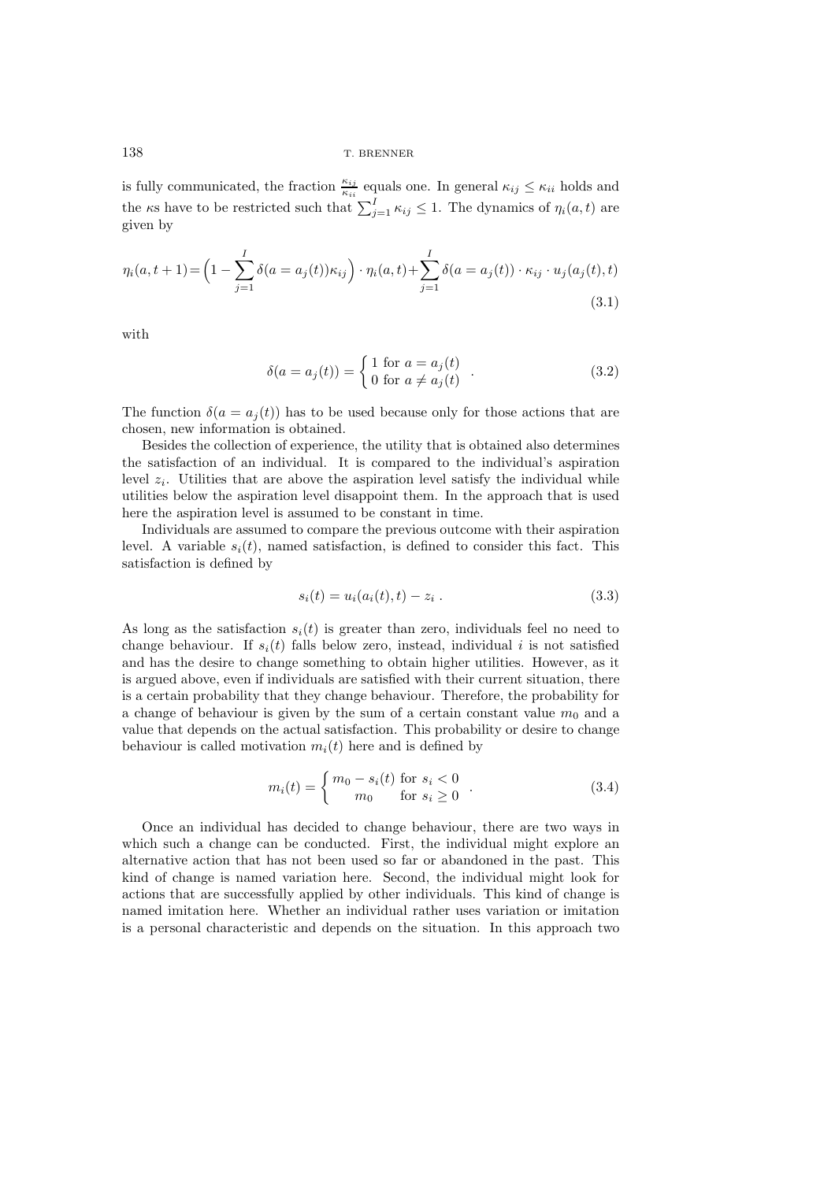is fully communicated, the fraction $\frac{\kappa_{ij}}{\kappa_{ii}}$ equals one. In general $\kappa_{ij} \leq \kappa_{ii}$ holds and the $\kappa$s have to be restricted such that $\sum_{j=1}^{I} \kappa_{ij} \leq 1$. The dynamics of $\eta_i(a,t)$ are given by

$$\eta_i(a,t+1) = \Big(1 - \sum_{j=1}^{I} \delta(a = a_j(t))\kappa_{ij}\Big) \cdot \eta_i(a,t) + \sum_{j=1}^{I} \delta(a = a_j(t)) \cdot \kappa_{ij} \cdot u_j(a_j(t),t) \tag{3.1}$$

with

$$\delta(a = a_j(t)) = \begin{cases} 1 \text{ for } a = a_j(t) \\ 0 \text{ for } a \neq a_j(t) \end{cases} . \tag{3.2}$$

The function $\delta(a = a_j(t))$ has to be used because only for those actions that are chosen, new information is obtained.

Besides the collection of experience, the utility that is obtained also determines the satisfaction of an individual. It is compared to the individual's aspiration level $z_i$. Utilities that are above the aspiration level satisfy the individual while utilities below the aspiration level disappoint them. In the approach that is used here the aspiration level is assumed to be constant in time.

Individuals are assumed to compare the previous outcome with their aspiration level. A variable $s_i(t)$, named satisfaction, is defined to consider this fact. This satisfaction is defined by

$$s_i(t) = u_i(a_i(t),t) - z_i . \tag{3.3}$$

As long as the satisfaction $s_i(t)$ is greater than zero, individuals feel no need to change behaviour. If $s_i(t)$ falls below zero, instead, individual $i$ is not satisfied and has the desire to change something to obtain higher utilities. However, as it is argued above, even if individuals are satisfied with their current situation, there is a certain probability that they change behaviour. Therefore, the probability for a change of behaviour is given by the sum of a certain constant value $m_0$ and a value that depends on the actual satisfaction. This probability or desire to change behaviour is called motivation $m_i(t)$ here and is defined by

$$m_i(t) = \begin{cases} m_0 - s_i(t) \text{ for } s_i < 0 \\ \quad m_0 \quad\;\; \text{ for } s_i \geq 0 \end{cases} . \tag{3.4}$$

Once an individual has decided to change behaviour, there are two ways in which such a change can be conducted. First, the individual might explore an alternative action that has not been used so far or abandoned in the past. This kind of change is named variation here. Second, the individual might look for actions that are successfully applied by other individuals. This kind of change is named imitation here. Whether an individual rather uses variation or imitation is a personal characteristic and depends on the situation. In this approach two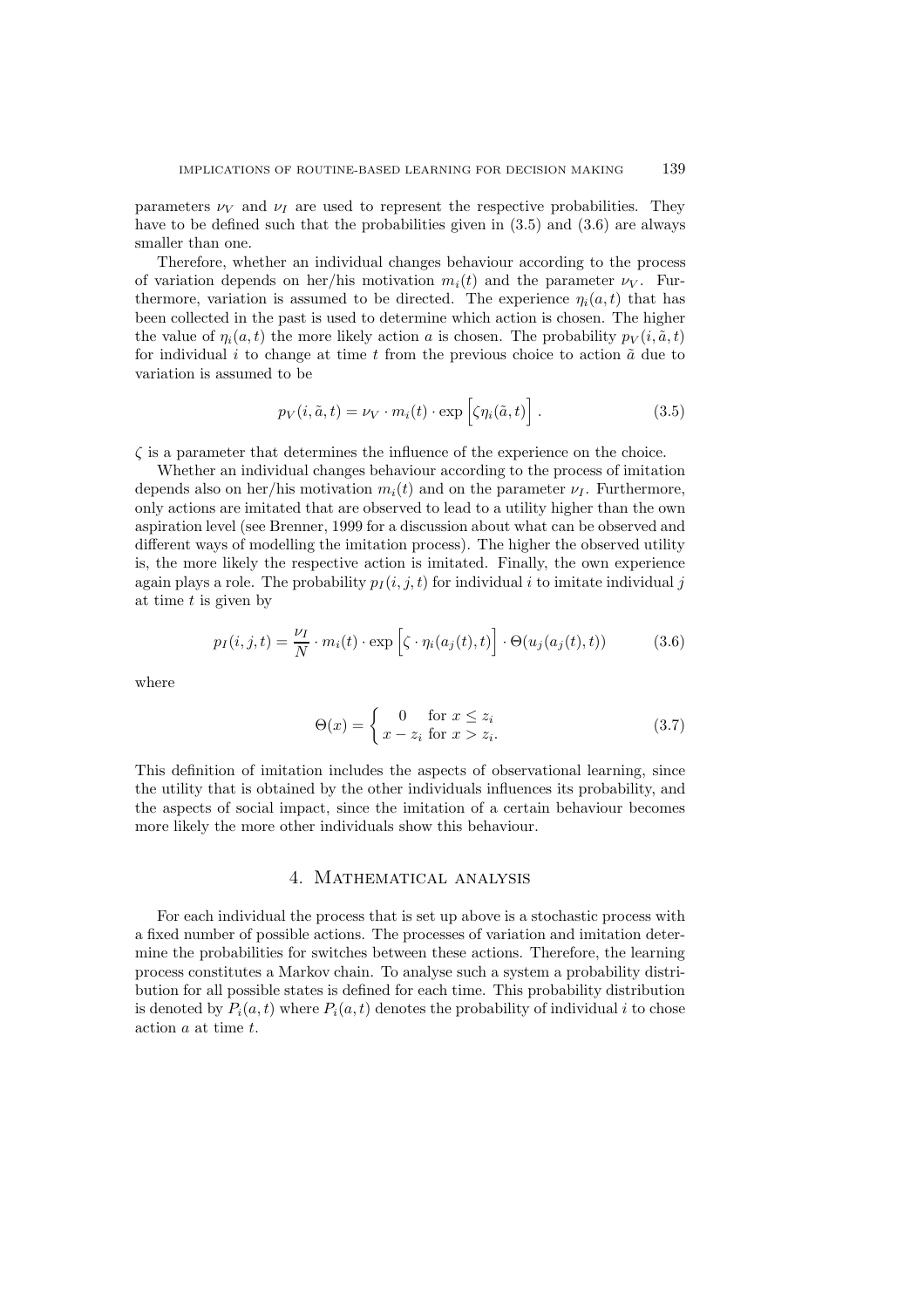parameters $\nu_V$ and $\nu_I$ are used to represent the respective probabilities. They have to be defined such that the probabilities given in (3.5) and (3.6) are always smaller than one.

Therefore, whether an individual changes behaviour according to the process of variation depends on her/his motivation $m_i(t)$ and the parameter $\nu_V$. Furthermore, variation is assumed to be directed. The experience $\eta_i(a,t)$ that has been collected in the past is used to determine which action is chosen. The higher the value of $\eta_i(a,t)$ the more likely action $a$ is chosen. The probability $p_V(i,\tilde{a},t)$ for individual $i$ to change at time $t$ from the previous choice to action $\tilde{a}$ due to variation is assumed to be

$$p_V(i,\tilde{a},t) = \nu_V \cdot m_i(t) \cdot \exp\Big[\zeta \eta_i(\tilde{a},t)\Big]. \tag{3.5}$$

$\zeta$ is a parameter that determines the influence of the experience on the choice.

Whether an individual changes behaviour according to the process of imitation depends also on her/his motivation $m_i(t)$ and on the parameter $\nu_I$. Furthermore, only actions are imitated that are observed to lead to a utility higher than the own aspiration level (see Brenner, 1999 for a discussion about what can be observed and different ways of modelling the imitation process). The higher the observed utility is, the more likely the respective action is imitated. Finally, the own experience again plays a role. The probability $p_I(i,j,t)$ for individual $i$ to imitate individual $j$ at time $t$ is given by

$$p_I(i,j,t) = \frac{\nu_I}{N} \cdot m_i(t) \cdot \exp\Big[\zeta \cdot \eta_i(a_j(t),t)\Big] \cdot \Theta(u_j(a_j(t),t)) \tag{3.6}$$

where

$$\Theta(x) = \begin{cases} 0 & \text{for } x \le z_i \\ x - z_i & \text{for } x > z_i. \end{cases} \tag{3.7}$$

This definition of imitation includes the aspects of observational learning, since the utility that is obtained by the other individuals influences its probability, and the aspects of social impact, since the imitation of a certain behaviour becomes more likely the more other individuals show this behaviour.

## 4. Mathematical analysis

For each individual the process that is set up above is a stochastic process with a fixed number of possible actions. The processes of variation and imitation determine the probabilities for switches between these actions. Therefore, the learning process constitutes a Markov chain. To analyse such a system a probability distribution for all possible states is defined for each time. This probability distribution is denoted by $P_i(a,t)$ where $P_i(a,t)$ denotes the probability of individual $i$ to chose action $a$ at time $t$.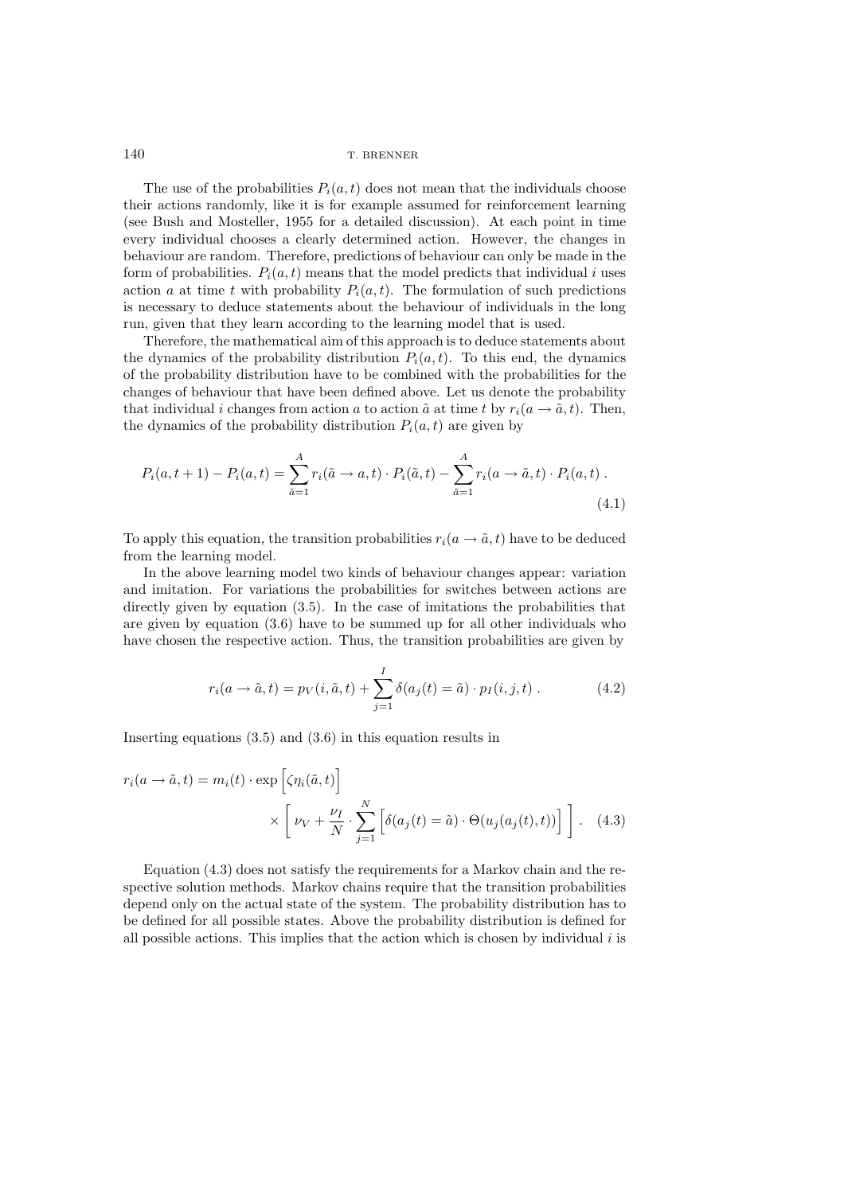The use of the probabilities $P_i(a,t)$ does not mean that the individuals choose their actions randomly, like it is for example assumed for reinforcement learning (see Bush and Mosteller, 1955 for a detailed discussion). At each point in time every individual chooses a clearly determined action. However, the changes in behaviour are random. Therefore, predictions of behaviour can only be made in the form of probabilities. $P_i(a,t)$ means that the model predicts that individual $i$ uses action $a$ at time $t$ with probability $P_i(a,t)$. The formulation of such predictions is necessary to deduce statements about the behaviour of individuals in the long run, given that they learn according to the learning model that is used.

Therefore, the mathematical aim of this approach is to deduce statements about the dynamics of the probability distribution $P_i(a,t)$. To this end, the dynamics of the probability distribution have to be combined with the probabilities for the changes of behaviour that have been defined above. Let us denote the probability that individual $i$ changes from action $a$ to action $\tilde{a}$ at time $t$ by $r_i(a \to \tilde{a}, t)$. Then, the dynamics of the probability distribution $P_i(a,t)$ are given by

$$P_i(a,t+1) - P_i(a,t) = \sum_{\tilde{a}=1}^{A} r_i(\tilde{a} \to a, t) \cdot P_i(\tilde{a},t) - \sum_{\tilde{a}=1}^{A} r_i(a \to \tilde{a}, t) \cdot P_i(a,t) \; . \tag{4.1}$$

To apply this equation, the transition probabilities $r_i(a \to \tilde{a}, t)$ have to be deduced from the learning model.

In the above learning model two kinds of behaviour changes appear: variation and imitation. For variations the probabilities for switches between actions are directly given by equation (3.5). In the case of imitations the probabilities that are given by equation (3.6) have to be summed up for all other individuals who have chosen the respective action. Thus, the transition probabilities are given by

$$r_i(a \to \tilde{a}, t) = p_V(i, \tilde{a}, t) + \sum_{j=1}^{I} \delta(a_j(t) = \tilde{a}) \cdot p_I(i,j,t) \; . \tag{4.2}$$

Inserting equations (3.5) and (3.6) in this equation results in

$$r_i(a \to \tilde{a}, t) = m_i(t) \cdot \exp\Big[\zeta \eta_i(\tilde{a},t)\Big] \times \left[ \nu_V + \frac{\nu_I}{N} \cdot \sum_{j=1}^{N} \Big[\delta(a_j(t) = \tilde{a}) \cdot \Theta(u_j(a_j(t),t))\Big] \right] . \tag{4.3}$$

Equation (4.3) does not satisfy the requirements for a Markov chain and the respective solution methods. Markov chains require that the transition probabilities depend only on the actual state of the system. The probability distribution has to be defined for all possible states. Above the probability distribution is defined for all possible actions. This implies that the action which is chosen by individual $i$ is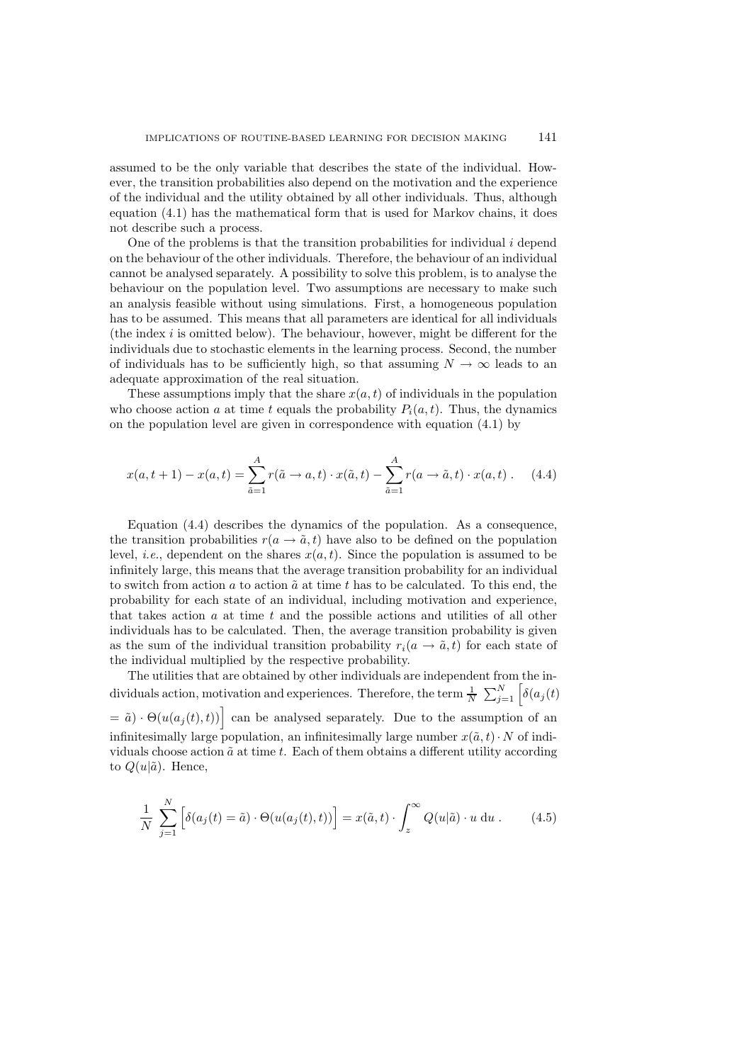assumed to be the only variable that describes the state of the individual. However, the transition probabilities also depend on the motivation and the experience of the individual and the utility obtained by all other individuals. Thus, although equation (4.1) has the mathematical form that is used for Markov chains, it does not describe such a process.

One of the problems is that the transition probabilities for individual $i$ depend on the behaviour of the other individuals. Therefore, the behaviour of an individual cannot be analysed separately. A possibility to solve this problem, is to analyse the behaviour on the population level. Two assumptions are necessary to make such an analysis feasible without using simulations. First, a homogeneous population has to be assumed. This means that all parameters are identical for all individuals (the index $i$ is omitted below). The behaviour, however, might be different for the individuals due to stochastic elements in the learning process. Second, the number of individuals has to be sufficiently high, so that assuming $N \to \infty$ leads to an adequate approximation of the real situation.

These assumptions imply that the share $x(a,t)$ of individuals in the population who choose action $a$ at time $t$ equals the probability $P_i(a,t)$. Thus, the dynamics on the population level are given in correspondence with equation (4.1) by

$$x(a,t+1) - x(a,t) = \sum_{\tilde{a}=1}^{A} r(\tilde{a} \to a, t) \cdot x(\tilde{a},t) - \sum_{\tilde{a}=1}^{A} r(a \to \tilde{a}, t) \cdot x(a,t) \; . \qquad (4.4)$$

Equation (4.4) describes the dynamics of the population. As a consequence, the transition probabilities $r(a \to \tilde{a}, t)$ have also to be defined on the population level, *i.e.*, dependent on the shares $x(a,t)$. Since the population is assumed to be infinitely large, this means that the average transition probability for an individual to switch from action $a$ to action $\tilde{a}$ at time $t$ has to be calculated. To this end, the probability for each state of an individual, including motivation and experience, that takes action $a$ at time $t$ and the possible actions and utilities of all other individuals has to be calculated. Then, the average transition probability is given as the sum of the individual transition probability $r_i(a \to \tilde{a}, t)$ for each state of the individual multiplied by the respective probability.

The utilities that are obtained by other individuals are independent from the individuals action, motivation and experiences. Therefore, the term $\frac{1}{N} \sum_{j=1}^{N} \Big[\delta(a_j(t) = \tilde{a}) \cdot \Theta(u(a_j(t),t))\Big]$ can be analysed separately. Due to the assumption of an infinitesimally large population, an infinitesimally large number $x(\tilde{a},t) \cdot N$ of individuals choose action $\tilde{a}$ at time $t$. Each of them obtains a different utility according to $Q(u|\tilde{a})$. Hence,

$$\frac{1}{N} \sum_{j=1}^{N} \Big[\delta(a_j(t) = \tilde{a}) \cdot \Theta(u(a_j(t),t))\Big] = x(\tilde{a},t) \cdot \int_{z}^{\infty} Q(u|\tilde{a}) \cdot u \; \mathrm{d}u \; . \qquad (4.5)$$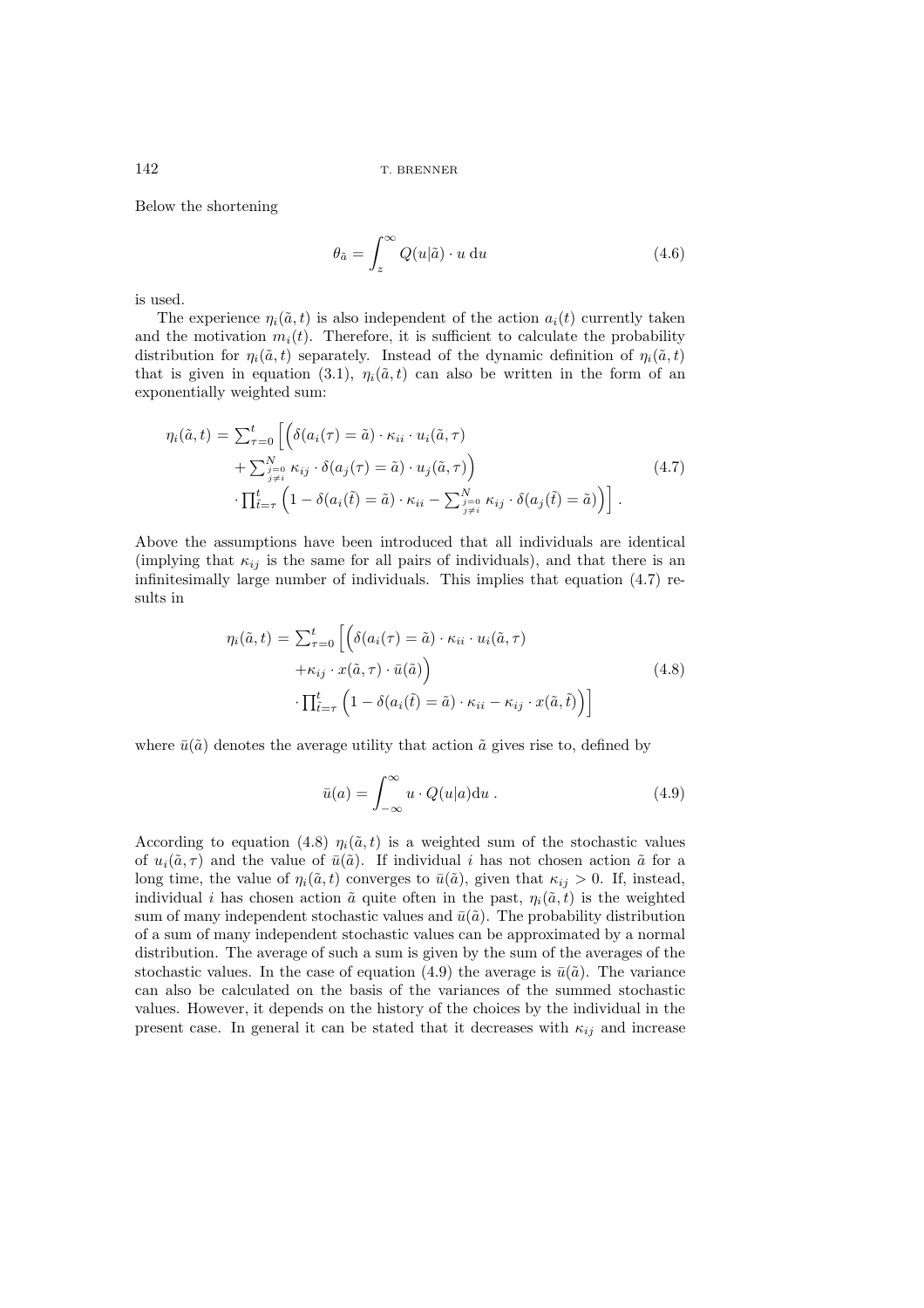Below the shortening

$$\theta_{\tilde{a}} = \int_z^\infty Q(u|\tilde{a}) \cdot u \,\mathrm{d}u \tag{4.6}$$

is used.

The experience $\eta_i(\tilde{a}, t)$ is also independent of the action $a_i(t)$ currently taken and the motivation $m_i(t)$. Therefore, it is sufficient to calculate the probability distribution for $\eta_i(\tilde{a}, t)$ separately. Instead of the dynamic definition of $\eta_i(\tilde{a}, t)$ that is given in equation (3.1), $\eta_i(\tilde{a}, t)$ can also be written in the form of an exponentially weighted sum:

$$\begin{aligned} \eta_i(\tilde{a}, t) = \textstyle\sum_{\tau=0}^{t} \Big[ \Big( & \delta(a_i(\tau) = \tilde{a}) \cdot \kappa_{ii} \cdot u_i(\tilde{a}, \tau) \\ & + \textstyle\sum_{\substack{j=0 \\ j \neq i}}^{N} \kappa_{ij} \cdot \delta(a_j(\tau) = \tilde{a}) \cdot u_j(\tilde{a}, \tau) \Big) \\ & \cdot \textstyle\prod_{\tilde{t}=\tau}^{t} \Big( 1 - \delta(a_i(\tilde{t}) = \tilde{a}) \cdot \kappa_{ii} - \textstyle\sum_{\substack{j=0 \\ j \neq i}}^{N} \kappa_{ij} \cdot \delta(a_j(\tilde{t}) = \tilde{a}) \Big) \Big] . \end{aligned} \tag{4.7}$$

Above the assumptions have been introduced that all individuals are identical (implying that $\kappa_{ij}$ is the same for all pairs of individuals), and that there is an infinitesimally large number of individuals. This implies that equation (4.7) results in

$$\begin{aligned} \eta_i(\tilde{a}, t) = \textstyle\sum_{\tau=0}^{t} \Big[ \Big( & \delta(a_i(\tau) = \tilde{a}) \cdot \kappa_{ii} \cdot u_i(\tilde{a}, \tau) \\ & + \kappa_{ij} \cdot x(\tilde{a}, \tau) \cdot \bar{u}(\tilde{a}) \Big) \\ & \cdot \textstyle\prod_{\tilde{t}=\tau}^{t} \Big( 1 - \delta(a_i(\tilde{t}) = \tilde{a}) \cdot \kappa_{ii} - \kappa_{ij} \cdot x(\tilde{a}, \tilde{t}) \Big) \Big] \end{aligned} \tag{4.8}$$

where $\bar{u}(\tilde{a})$ denotes the average utility that action $\tilde{a}$ gives rise to, defined by

$$\bar{u}(a) = \int_{-\infty}^{\infty} u \cdot Q(u|a) \mathrm{d}u \,. \tag{4.9}$$

According to equation (4.8) $\eta_i(\tilde{a}, t)$ is a weighted sum of the stochastic values of $u_i(\tilde{a}, \tau)$ and the value of $\bar{u}(\tilde{a})$. If individual $i$ has not chosen action $\tilde{a}$ for a long time, the value of $\eta_i(\tilde{a}, t)$ converges to $\bar{u}(\tilde{a})$, given that $\kappa_{ij} > 0$. If, instead, individual $i$ has chosen action $\tilde{a}$ quite often in the past, $\eta_i(\tilde{a}, t)$ is the weighted sum of many independent stochastic values and $\bar{u}(\tilde{a})$. The probability distribution of a sum of many independent stochastic values can be approximated by a normal distribution. The average of such a sum is given by the sum of the averages of the stochastic values. In the case of equation (4.9) the average is $\bar{u}(\tilde{a})$. The variance can also be calculated on the basis of the variances of the summed stochastic values. However, it depends on the history of the choices by the individual in the present case. In general it can be stated that it decreases with $\kappa_{ij}$ and increase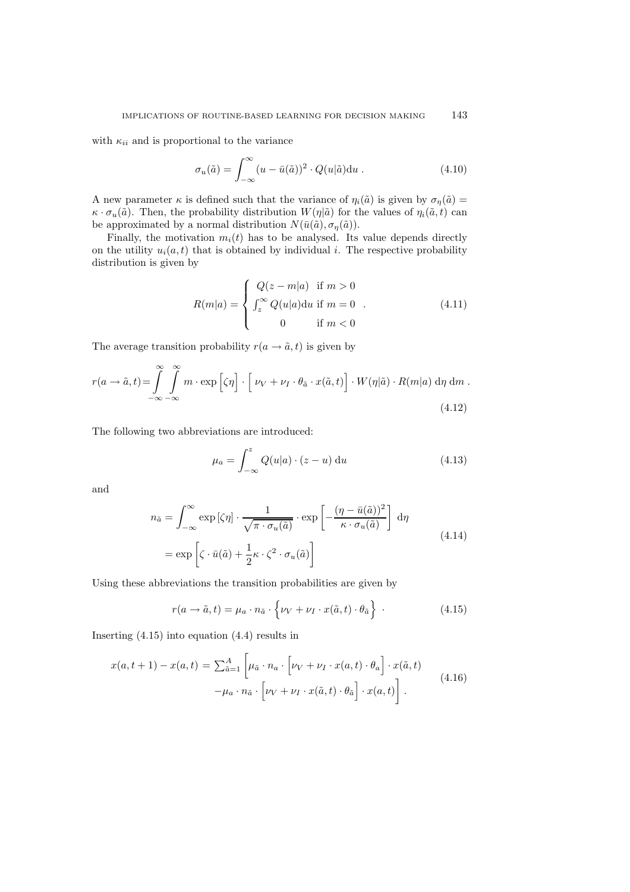with $\kappa_{ii}$ and is proportional to the variance

$$\sigma_u(\tilde{a}) = \int_{-\infty}^{\infty} (u - \bar{u}(\tilde{a}))^2 \cdot Q(u|\tilde{a}) \mathrm{d}u \; . \tag{4.10}$$

A new parameter $\kappa$ is defined such that the variance of $\eta_i(\tilde{a})$ is given by $\sigma_\eta(\tilde{a}) = \kappa \cdot \sigma_u(\tilde{a})$. Then, the probability distribution $W(\eta|\tilde{a})$ for the values of $\eta_i(\tilde{a}, t)$ can be approximated by a normal distribution $N(\bar{u}(\tilde{a}), \sigma_\eta(\tilde{a}))$.

Finally, the motivation $m_i(t)$ has to be analysed. Its value depends directly on the utility $u_i(a, t)$ that is obtained by individual $i$. The respective probability distribution is given by

$$R(m|a) = \begin{cases} Q(z - m|a) & \text{if } m > 0 \\ \int_z^\infty Q(u|a) \mathrm{d}u & \text{if } m = 0 \\ 0 & \text{if } m < 0 \end{cases} \; . \tag{4.11}$$

The average transition probability $r(a \to \tilde{a}, t)$ is given by

$$r(a \to \tilde{a}, t) = \int_{-\infty}^{\infty} \int_{-\infty}^{\infty} m \cdot \exp\Big[\zeta\eta\Big] \cdot \Big[\, \nu_V + \nu_I \cdot \theta_{\tilde{a}} \cdot x(\tilde{a}, t)\Big] \cdot W(\eta|\tilde{a}) \cdot R(m|a) \; \mathrm{d}\eta \; \mathrm{d}m \; . \tag{4.12}$$

The following two abbreviations are introduced:

$$\mu_a = \int_{-\infty}^{z} Q(u|a) \cdot (z - u) \; \mathrm{d}u \tag{4.13}$$

and

$$\begin{aligned} n_{\tilde{a}} &= \int_{-\infty}^{\infty} \exp\left[\zeta\eta\right] \cdot \frac{1}{\sqrt{\pi \cdot \sigma_u(\tilde{a})}} \cdot \exp\left[-\frac{(\eta - \bar{u}(\tilde{a}))^2}{\kappa \cdot \sigma_u(\tilde{a})}\right] \; \mathrm{d}\eta \\ &= \exp\left[\zeta \cdot \bar{u}(\tilde{a}) + \frac{1}{2}\kappa \cdot \zeta^2 \cdot \sigma_u(\tilde{a})\right] \end{aligned} \tag{4.14}$$

Using these abbreviations the transition probabilities are given by

$$r(a \to \tilde{a}, t) = \mu_a \cdot n_{\tilde{a}} \cdot \Big\{\nu_V + \nu_I \cdot x(\tilde{a}, t) \cdot \theta_{\tilde{a}}\Big\} \; \cdot \tag{4.15}$$

Inserting (4.15) into equation (4.4) results in

$$\begin{aligned} x(a, t+1) - x(a, t) = \sum_{\tilde{a}=1}^{A} \Big[ & \mu_{\tilde{a}} \cdot n_a \cdot \Big[\nu_V + \nu_I \cdot x(a, t) \cdot \theta_a\Big] \cdot x(\tilde{a}, t) \\ & - \mu_a \cdot n_{\tilde{a}} \cdot \Big[\nu_V + \nu_I \cdot x(\tilde{a}, t) \cdot \theta_{\tilde{a}}\Big] \cdot x(a, t) \Big] \; . \end{aligned} \tag{4.16}$$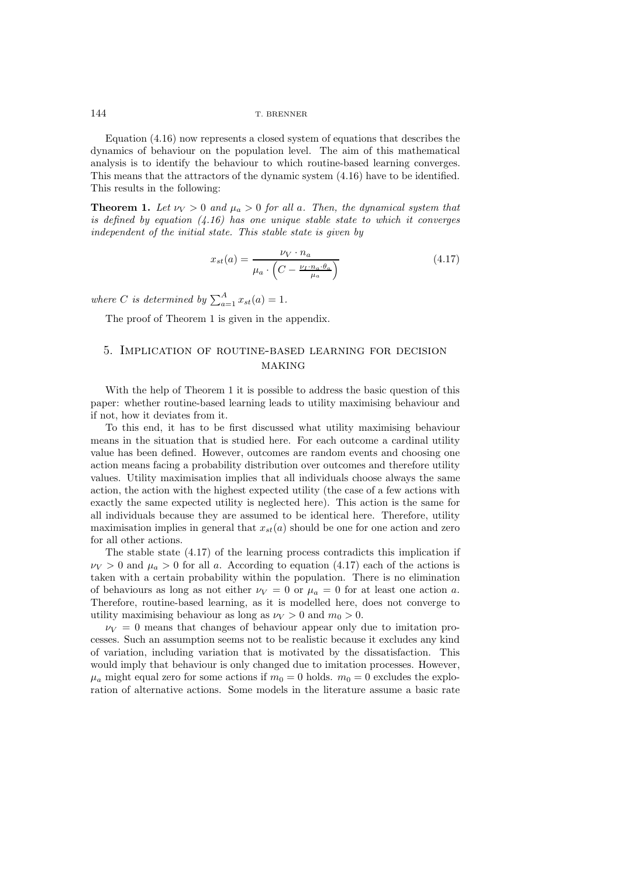Equation (4.16) now represents a closed system of equations that describes the dynamics of behaviour on the population level. The aim of this mathematical analysis is to identify the behaviour to which routine-based learning converges. This means that the attractors of the dynamic system (4.16) have to be identified. This results in the following:

**Theorem 1.** *Let $\nu_V > 0$ and $\mu_a > 0$ for all $a$. Then, the dynamical system that is defined by equation (4.16) has one unique stable state to which it converges independent of the initial state. This stable state is given by*

$$x_{st}(a) = \frac{\nu_V \cdot n_a}{\mu_a \cdot \left( C - \frac{\nu_I \cdot n_a \cdot \theta_a}{\mu_a} \right)} \tag{4.17}$$

*where $C$ is determined by $\sum_{a=1}^{A} x_{st}(a) = 1$.*

The proof of Theorem 1 is given in the appendix.

## 5. Implication of routine-based learning for decision making

With the help of Theorem 1 it is possible to address the basic question of this paper: whether routine-based learning leads to utility maximising behaviour and if not, how it deviates from it.

To this end, it has to be first discussed what utility maximising behaviour means in the situation that is studied here. For each outcome a cardinal utility value has been defined. However, outcomes are random events and choosing one action means facing a probability distribution over outcomes and therefore utility values. Utility maximisation implies that all individuals choose always the same action, the action with the highest expected utility (the case of a few actions with exactly the same expected utility is neglected here). This action is the same for all individuals because they are assumed to be identical here. Therefore, utility maximisation implies in general that $x_{st}(a)$ should be one for one action and zero for all other actions.

The stable state (4.17) of the learning process contradicts this implication if $\nu_V > 0$ and $\mu_a > 0$ for all $a$. According to equation (4.17) each of the actions is taken with a certain probability within the population. There is no elimination of behaviours as long as not either $\nu_V = 0$ or $\mu_a = 0$ for at least one action $a$. Therefore, routine-based learning, as it is modelled here, does not converge to utility maximising behaviour as long as $\nu_V > 0$ and $m_0 > 0$.

$\nu_V = 0$ means that changes of behaviour appear only due to imitation processes. Such an assumption seems not to be realistic because it excludes any kind of variation, including variation that is motivated by the dissatisfaction. This would imply that behaviour is only changed due to imitation processes. However, $\mu_a$ might equal zero for some actions if $m_0 = 0$ holds. $m_0 = 0$ excludes the exploration of alternative actions. Some models in the literature assume a basic rate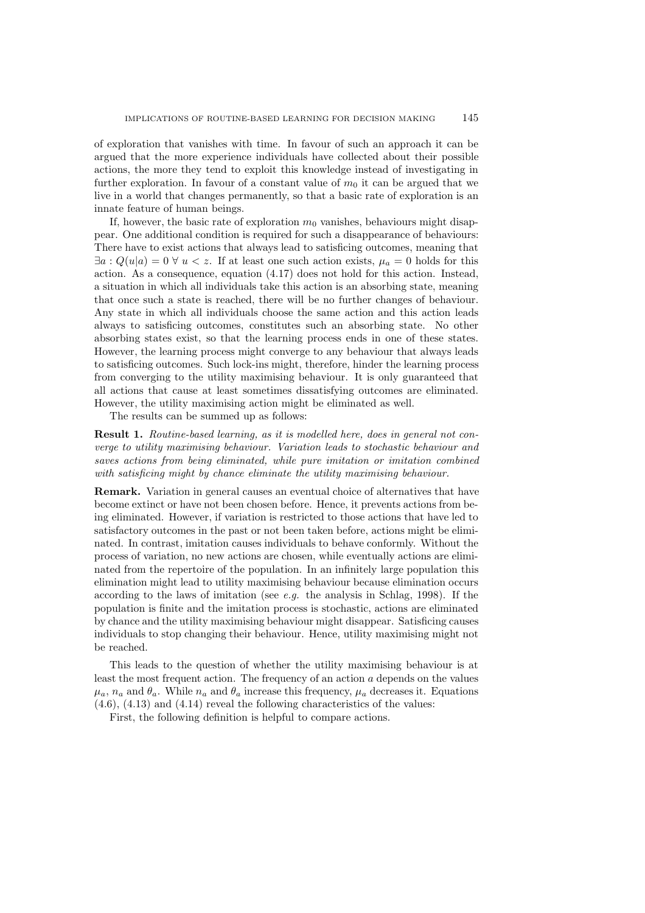of exploration that vanishes with time. In favour of such an approach it can be argued that the more experience individuals have collected about their possible actions, the more they tend to exploit this knowledge instead of investigating in further exploration. In favour of a constant value of $m_0$ it can be argued that we live in a world that changes permanently, so that a basic rate of exploration is an innate feature of human beings.

If, however, the basic rate of exploration $m_0$ vanishes, behaviours might disappear. One additional condition is required for such a disappearance of behaviours: There have to exist actions that always lead to satisficing outcomes, meaning that $\exists a : Q(u|a) = 0 \; \forall \; u < z$. If at least one such action exists, $\mu_a = 0$ holds for this action. As a consequence, equation (4.17) does not hold for this action. Instead, a situation in which all individuals take this action is an absorbing state, meaning that once such a state is reached, there will be no further changes of behaviour. Any state in which all individuals choose the same action and this action leads always to satisficing outcomes, constitutes such an absorbing state. No other absorbing states exist, so that the learning process ends in one of these states. However, the learning process might converge to any behaviour that always leads to satisficing outcomes. Such lock-ins might, therefore, hinder the learning process from converging to the utility maximising behaviour. It is only guaranteed that all actions that cause at least sometimes dissatisfying outcomes are eliminated. However, the utility maximising action might be eliminated as well.

The results can be summed up as follows:

**Result 1.** *Routine-based learning, as it is modelled here, does in general not converge to utility maximising behaviour. Variation leads to stochastic behaviour and saves actions from being eliminated, while pure imitation or imitation combined with satisficing might by chance eliminate the utility maximising behaviour.*

**Remark.** Variation in general causes an eventual choice of alternatives that have become extinct or have not been chosen before. Hence, it prevents actions from being eliminated. However, if variation is restricted to those actions that have led to satisfactory outcomes in the past or not been taken before, actions might be eliminated. In contrast, imitation causes individuals to behave conformly. Without the process of variation, no new actions are chosen, while eventually actions are eliminated from the repertoire of the population. In an infinitely large population this elimination might lead to utility maximising behaviour because elimination occurs according to the laws of imitation (see *e.g.* the analysis in Schlag, 1998). If the population is finite and the imitation process is stochastic, actions are eliminated by chance and the utility maximising behaviour might disappear. Satisficing causes individuals to stop changing their behaviour. Hence, utility maximising might not be reached.

This leads to the question of whether the utility maximising behaviour is at least the most frequent action. The frequency of an action $a$ depends on the values $\mu_a$, $n_a$ and $\theta_a$. While $n_a$ and $\theta_a$ increase this frequency, $\mu_a$ decreases it. Equations (4.6), (4.13) and (4.14) reveal the following characteristics of the values:

First, the following definition is helpful to compare actions.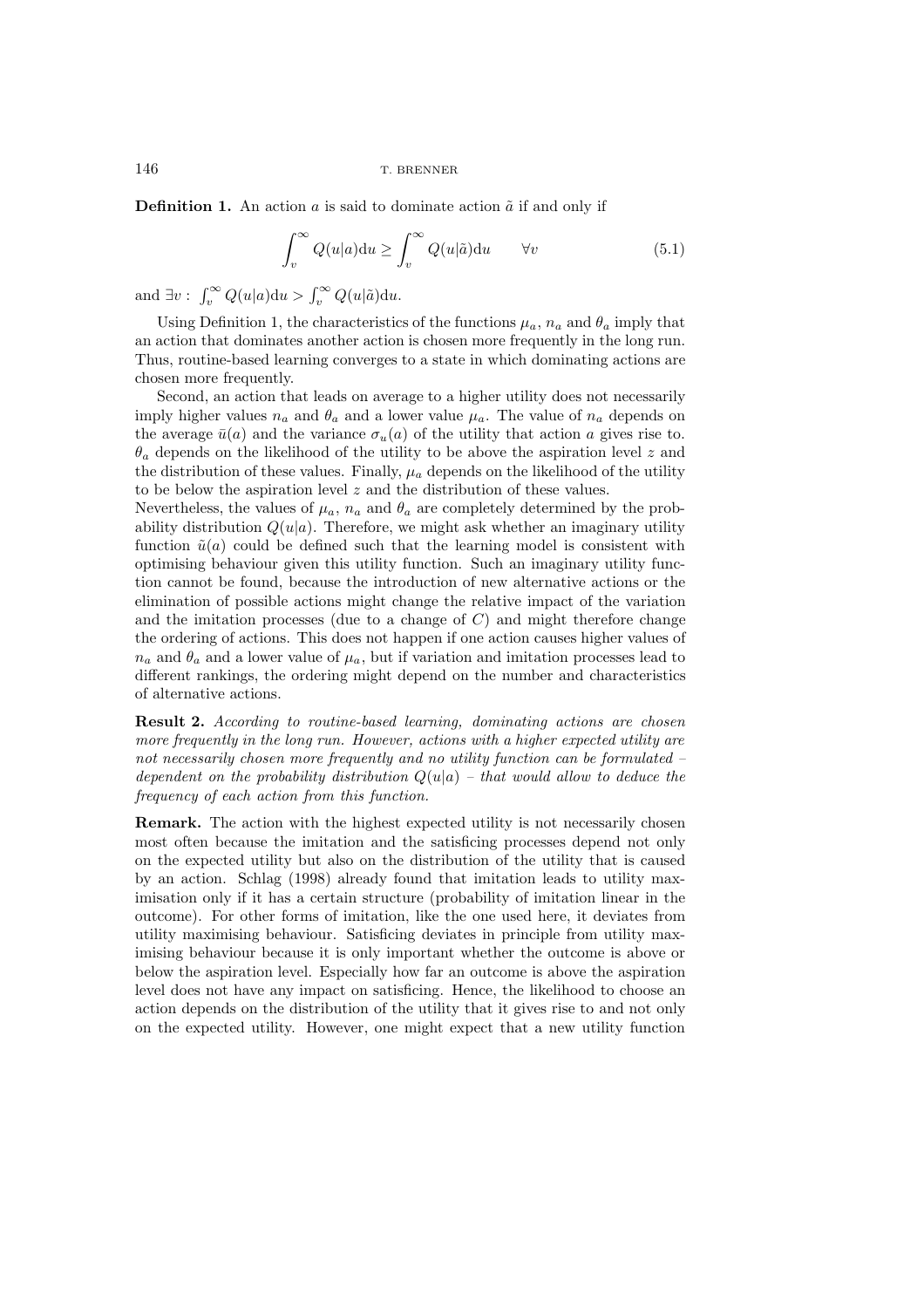**Definition 1.** An action $a$ is said to dominate action $\tilde{a}$ if and only if

$$\int_{v}^{\infty} Q(u|a)\mathrm{d}u \geq \int_{v}^{\infty} Q(u|\tilde{a})\mathrm{d}u \qquad \forall v \tag{5.1}$$

and $\exists v: \int_{v}^{\infty} Q(u|a)\mathrm{d}u > \int_{v}^{\infty} Q(u|\tilde{a})\mathrm{d}u$.

Using Definition 1, the characteristics of the functions $\mu_a$, $n_a$ and $\theta_a$ imply that an action that dominates another action is chosen more frequently in the long run. Thus, routine-based learning converges to a state in which dominating actions are chosen more frequently.

Second, an action that leads on average to a higher utility does not necessarily imply higher values $n_a$ and $\theta_a$ and a lower value $\mu_a$. The value of $n_a$ depends on the average $\bar{u}(a)$ and the variance $\sigma_u(a)$ of the utility that action $a$ gives rise to. $\theta_a$ depends on the likelihood of the utility to be above the aspiration level $z$ and the distribution of these values. Finally, $\mu_a$ depends on the likelihood of the utility to be below the aspiration level $z$ and the distribution of these values.
Nevertheless, the values of $\mu_a$, $n_a$ and $\theta_a$ are completely determined by the probability distribution $Q(u|a)$. Therefore, we might ask whether an imaginary utility function $\tilde{u}(a)$ could be defined such that the learning model is consistent with optimising behaviour given this utility function. Such an imaginary utility function cannot be found, because the introduction of new alternative actions or the elimination of possible actions might change the relative impact of the variation and the imitation processes (due to a change of $C$) and might therefore change the ordering of actions. This does not happen if one action causes higher values of $n_a$ and $\theta_a$ and a lower value of $\mu_a$, but if variation and imitation processes lead to different rankings, the ordering might depend on the number and characteristics of alternative actions.

**Result 2.** *According to routine-based learning, dominating actions are chosen more frequently in the long run. However, actions with a higher expected utility are not necessarily chosen more frequently and no utility function can be formulated – dependent on the probability distribution $Q(u|a)$ – that would allow to deduce the frequency of each action from this function.*

**Remark.** The action with the highest expected utility is not necessarily chosen most often because the imitation and the satisficing processes depend not only on the expected utility but also on the distribution of the utility that is caused by an action. Schlag (1998) already found that imitation leads to utility maximisation only if it has a certain structure (probability of imitation linear in the outcome). For other forms of imitation, like the one used here, it deviates from utility maximising behaviour. Satisficing deviates in principle from utility maximising behaviour because it is only important whether the outcome is above or below the aspiration level. Especially how far an outcome is above the aspiration level does not have any impact on satisficing. Hence, the likelihood to choose an action depends on the distribution of the utility that it gives rise to and not only on the expected utility. However, one might expect that a new utility function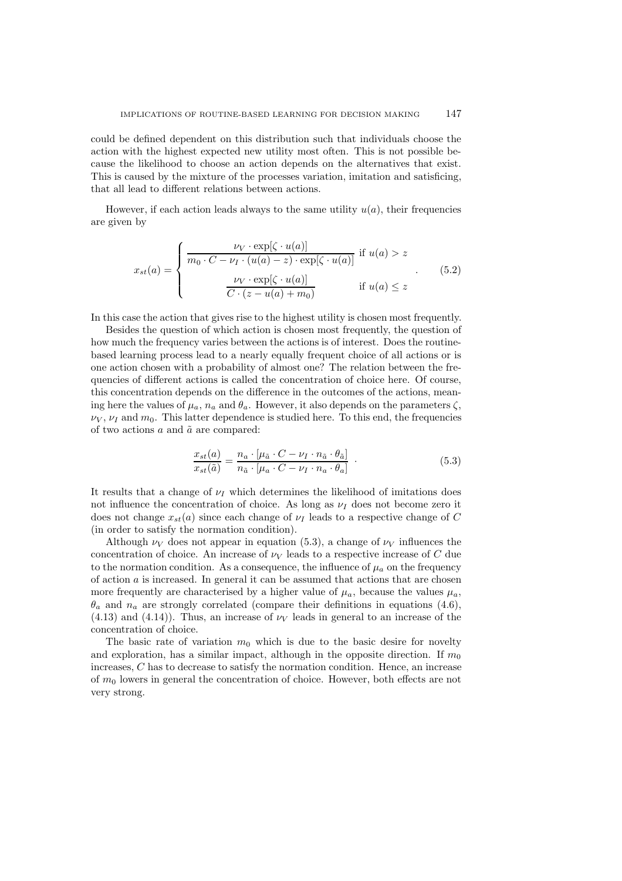could be defined dependent on this distribution such that individuals choose the action with the highest expected new utility most often. This is not possible because the likelihood to choose an action depends on the alternatives that exist. This is caused by the mixture of the processes variation, imitation and satisficing, that all lead to different relations between actions.

However, if each action leads always to the same utility $u(a)$, their frequencies are given by

$$x_{st}(a) = \begin{cases} \dfrac{\nu_V \cdot \exp[\zeta \cdot u(a)]}{m_0 \cdot C - \nu_I \cdot (u(a) - z) \cdot \exp[\zeta \cdot u(a)]} & \text{if } u(a) > z \\[2ex] \dfrac{\nu_V \cdot \exp[\zeta \cdot u(a)]}{C \cdot (z - u(a) + m_0)} & \text{if } u(a) \leq z \end{cases} . \tag{5.2}$$

In this case the action that gives rise to the highest utility is chosen most frequently.

Besides the question of which action is chosen most frequently, the question of how much the frequency varies between the actions is of interest. Does the routine-based learning process lead to a nearly equally frequent choice of all actions or is one action chosen with a probability of almost one? The relation between the frequencies of different actions is called the concentration of choice here. Of course, this concentration depends on the difference in the outcomes of the actions, meaning here the values of $\mu_a$, $n_a$ and $\theta_a$. However, it also depends on the parameters $\zeta$, $\nu_V$, $\nu_I$ and $m_0$. This latter dependence is studied here. To this end, the frequencies of two actions $a$ and $\tilde{a}$ are compared:

$$\frac{x_{st}(a)}{x_{st}(\tilde{a})} = \frac{n_a \cdot [\mu_{\tilde{a}} \cdot C - \nu_I \cdot n_{\tilde{a}} \cdot \theta_{\tilde{a}}]}{n_{\tilde{a}} \cdot [\mu_a \cdot C - \nu_I \cdot n_a \cdot \theta_a]} \ . \tag{5.3}$$

It results that a change of $\nu_I$ which determines the likelihood of imitations does not influence the concentration of choice. As long as $\nu_I$ does not become zero it does not change $x_{st}(a)$ since each change of $\nu_I$ leads to a respective change of $C$ (in order to satisfy the normation condition).

Although $\nu_V$ does not appear in equation (5.3), a change of $\nu_V$ influences the concentration of choice. An increase of $\nu_V$ leads to a respective increase of $C$ due to the normation condition. As a consequence, the influence of $\mu_a$ on the frequency of action $a$ is increased. In general it can be assumed that actions that are chosen more frequently are characterised by a higher value of $\mu_a$, because the values $\mu_a$, $\theta_a$ and $n_a$ are strongly correlated (compare their definitions in equations (4.6), (4.13) and (4.14)). Thus, an increase of $\nu_V$ leads in general to an increase of the concentration of choice.

The basic rate of variation $m_0$ which is due to the basic desire for novelty and exploration, has a similar impact, although in the opposite direction. If $m_0$ increases, $C$ has to decrease to satisfy the normation condition. Hence, an increase of $m_0$ lowers in general the concentration of choice. However, both effects are not very strong.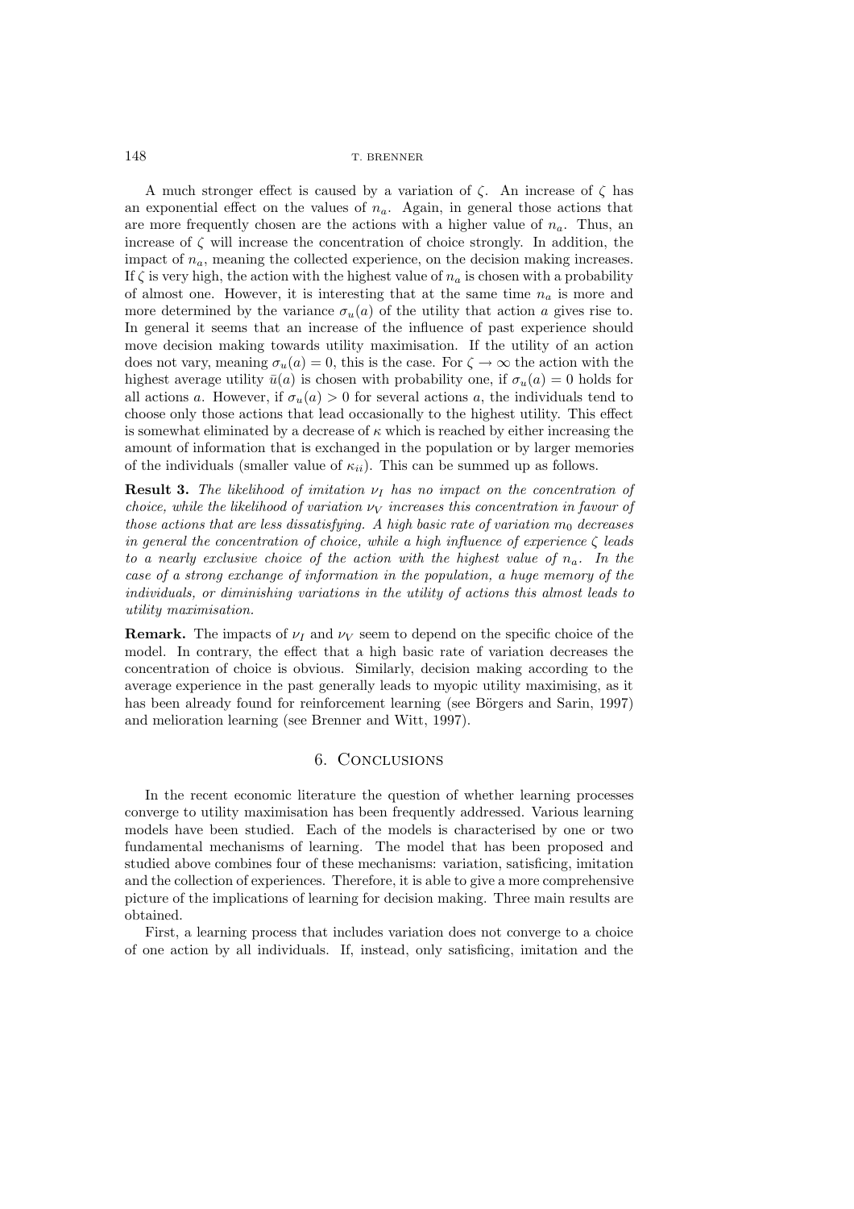A much stronger effect is caused by a variation of $\zeta$. An increase of $\zeta$ has an exponential effect on the values of $n_a$. Again, in general those actions that are more frequently chosen are the actions with a higher value of $n_a$. Thus, an increase of $\zeta$ will increase the concentration of choice strongly. In addition, the impact of $n_a$, meaning the collected experience, on the decision making increases. If $\zeta$ is very high, the action with the highest value of $n_a$ is chosen with a probability of almost one. However, it is interesting that at the same time $n_a$ is more and more determined by the variance $\sigma_u(a)$ of the utility that action $a$ gives rise to. In general it seems that an increase of the influence of past experience should move decision making towards utility maximisation. If the utility of an action does not vary, meaning $\sigma_u(a) = 0$, this is the case. For $\zeta \to \infty$ the action with the highest average utility $\bar{u}(a)$ is chosen with probability one, if $\sigma_u(a) = 0$ holds for all actions $a$. However, if $\sigma_u(a) > 0$ for several actions $a$, the individuals tend to choose only those actions that lead occasionally to the highest utility. This effect is somewhat eliminated by a decrease of $\kappa$ which is reached by either increasing the amount of information that is exchanged in the population or by larger memories of the individuals (smaller value of $\kappa_{ii}$). This can be summed up as follows.

**Result 3.** *The likelihood of imitation $\nu_I$ has no impact on the concentration of choice, while the likelihood of variation $\nu_V$ increases this concentration in favour of those actions that are less dissatisfying. A high basic rate of variation $m_0$ decreases in general the concentration of choice, while a high influence of experience $\zeta$ leads to a nearly exclusive choice of the action with the highest value of $n_a$. In the case of a strong exchange of information in the population, a huge memory of the individuals, or diminishing variations in the utility of actions this almost leads to utility maximisation.*

**Remark.** The impacts of $\nu_I$ and $\nu_V$ seem to depend on the specific choice of the model. In contrary, the effect that a high basic rate of variation decreases the concentration of choice is obvious. Similarly, decision making according to the average experience in the past generally leads to myopic utility maximising, as it has been already found for reinforcement learning (see Börgers and Sarin, 1997) and melioration learning (see Brenner and Witt, 1997).

## 6. Conclusions

In the recent economic literature the question of whether learning processes converge to utility maximisation has been frequently addressed. Various learning models have been studied. Each of the models is characterised by one or two fundamental mechanisms of learning. The model that has been proposed and studied above combines four of these mechanisms: variation, satisficing, imitation and the collection of experiences. Therefore, it is able to give a more comprehensive picture of the implications of learning for decision making. Three main results are obtained.

First, a learning process that includes variation does not converge to a choice of one action by all individuals. If, instead, only satisficing, imitation and the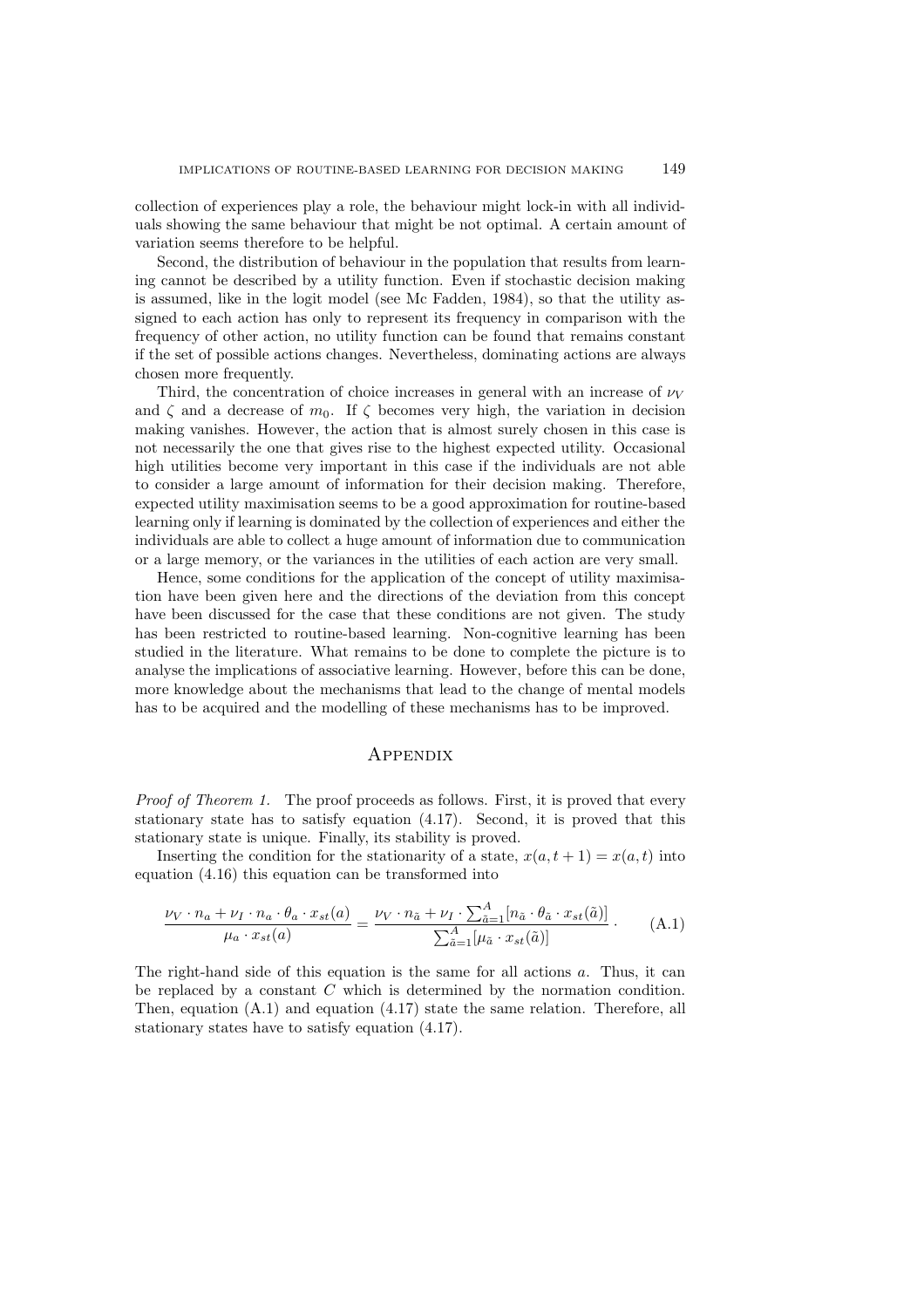collection of experiences play a role, the behaviour might lock-in with all individuals showing the same behaviour that might be not optimal. A certain amount of variation seems therefore to be helpful.

Second, the distribution of behaviour in the population that results from learning cannot be described by a utility function. Even if stochastic decision making is assumed, like in the logit model (see Mc Fadden, 1984), so that the utility assigned to each action has only to represent its frequency in comparison with the frequency of other action, no utility function can be found that remains constant if the set of possible actions changes. Nevertheless, dominating actions are always chosen more frequently.

Third, the concentration of choice increases in general with an increase of $\nu_V$ and $\zeta$ and a decrease of $m_0$. If $\zeta$ becomes very high, the variation in decision making vanishes. However, the action that is almost surely chosen in this case is not necessarily the one that gives rise to the highest expected utility. Occasional high utilities become very important in this case if the individuals are not able to consider a large amount of information for their decision making. Therefore, expected utility maximisation seems to be a good approximation for routine-based learning only if learning is dominated by the collection of experiences and either the individuals are able to collect a huge amount of information due to communication or a large memory, or the variances in the utilities of each action are very small.

Hence, some conditions for the application of the concept of utility maximisation have been given here and the directions of the deviation from this concept have been discussed for the case that these conditions are not given. The study has been restricted to routine-based learning. Non-cognitive learning has been studied in the literature. What remains to be done to complete the picture is to analyse the implications of associative learning. However, before this can be done, more knowledge about the mechanisms that lead to the change of mental models has to be acquired and the modelling of these mechanisms has to be improved.

## Appendix

*Proof of Theorem 1.* The proof proceeds as follows. First, it is proved that every stationary state has to satisfy equation (4.17). Second, it is proved that this stationary state is unique. Finally, its stability is proved.

Inserting the condition for the stationarity of a state, $x(a, t+1) = x(a, t)$ into equation (4.16) this equation can be transformed into

$$\frac{\nu_V \cdot n_a + \nu_I \cdot n_a \cdot \theta_a \cdot x_{st}(a)}{\mu_a \cdot x_{st}(a)} = \frac{\nu_V \cdot n_{\tilde{a}} + \nu_I \cdot \sum_{\tilde{a}=1}^{A} [n_{\tilde{a}} \cdot \theta_{\tilde{a}} \cdot x_{st}(\tilde{a})]}{\sum_{\tilde{a}=1}^{A} [\mu_{\tilde{a}} \cdot x_{st}(\tilde{a})]} \cdot \qquad \text{(A.1)}$$

The right-hand side of this equation is the same for all actions $a$. Thus, it can be replaced by a constant $C$ which is determined by the normation condition. Then, equation (A.1) and equation (4.17) state the same relation. Therefore, all stationary states have to satisfy equation (4.17).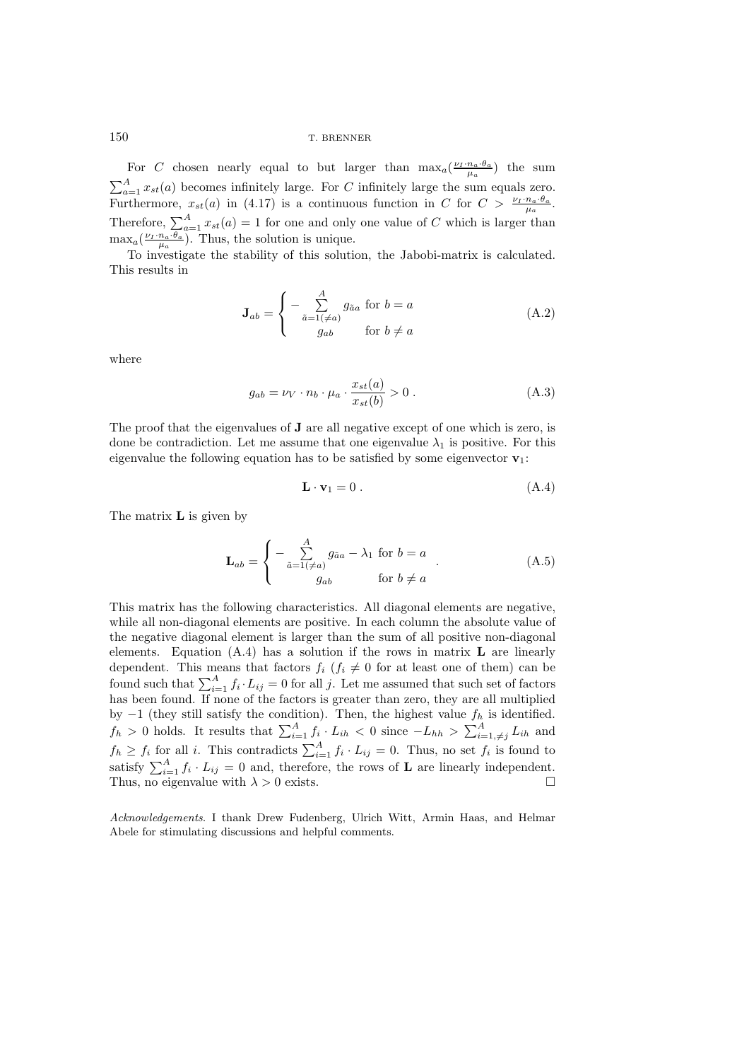For $C$ chosen nearly equal to but larger than $\max_a(\frac{\nu_I \cdot n_a \cdot \theta_a}{\mu_a})$ the sum $\sum_{a=1}^{A} x_{st}(a)$ becomes infinitely large. For $C$ infinitely large the sum equals zero. Furthermore, $x_{st}(a)$ in (4.17) is a continuous function in $C$ for $C > \frac{\nu_I \cdot n_a \cdot \theta_a}{\mu_a}$. Therefore, $\sum_{a=1}^{A} x_{st}(a) = 1$ for one and only one value of $C$ which is larger than $\max_a(\frac{\nu_I \cdot n_a \cdot \theta_a}{\mu_a})$. Thus, the solution is unique.

To investigate the stability of this solution, the Jabobi-matrix is calculated. This results in

$$\mathbf{J}_{ab} = \begin{cases} -\sum\limits_{\tilde{a}=1(\neq a)}^{A} g_{\tilde{a}a} & \text{for } b = a \\ g_{ab} & \text{for } b \neq a \end{cases} \tag{A.2}$$

where

$$g_{ab} = \nu_V \cdot n_b \cdot \mu_a \cdot \frac{x_{st}(a)}{x_{st}(b)} > 0 \; . \tag{A.3}$$

The proof that the eigenvalues of $\mathbf{J}$ are all negative except of one which is zero, is done be contradiction. Let me assume that one eigenvalue $\lambda_1$ is positive. For this eigenvalue the following equation has to be satisfied by some eigenvector $\mathbf{v}_1$:

$$\mathbf{L} \cdot \mathbf{v}_1 = 0 \; . \tag{A.4}$$

The matrix $\mathbf{L}$ is given by

$$\mathbf{L}_{ab} = \begin{cases} -\sum\limits_{\tilde{a}=1(\neq a)}^{A} g_{\tilde{a}a} - \lambda_1 & \text{for } b = a \\ g_{ab} & \text{for } b \neq a \end{cases} \; . \tag{A.5}$$

This matrix has the following characteristics. All diagonal elements are negative, while all non-diagonal elements are positive. In each column the absolute value of the negative diagonal element is larger than the sum of all positive non-diagonal elements. Equation (A.4) has a solution if the rows in matrix $\mathbf{L}$ are linearly dependent. This means that factors $f_i$ ($f_i \neq 0$ for at least one of them) can be found such that $\sum_{i=1}^{A} f_i \cdot L_{ij} = 0$ for all $j$. Let me assumed that such set of factors has been found. If none of the factors is greater than zero, they are all multiplied by $-1$ (they still satisfy the condition). Then, the highest value $f_h$ is identified. $f_h > 0$ holds. It results that $\sum_{i=1}^{A} f_i \cdot L_{ih} < 0$ since $-L_{hh} > \sum_{i=1,\neq j}^{A} L_{ih}$ and $f_h \geq f_i$ for all $i$. This contradicts $\sum_{i=1}^{A} f_i \cdot L_{ij} = 0$. Thus, no set $f_i$ is found to satisfy $\sum_{i=1}^{A} f_i \cdot L_{ij} = 0$ and, therefore, the rows of $\mathbf{L}$ are linearly independent. Thus, no eigenvalue with $\lambda > 0$ exists. □

*Acknowledgements*. I thank Drew Fudenberg, Ulrich Witt, Armin Haas, and Helmar Abele for stimulating discussions and helpful comments.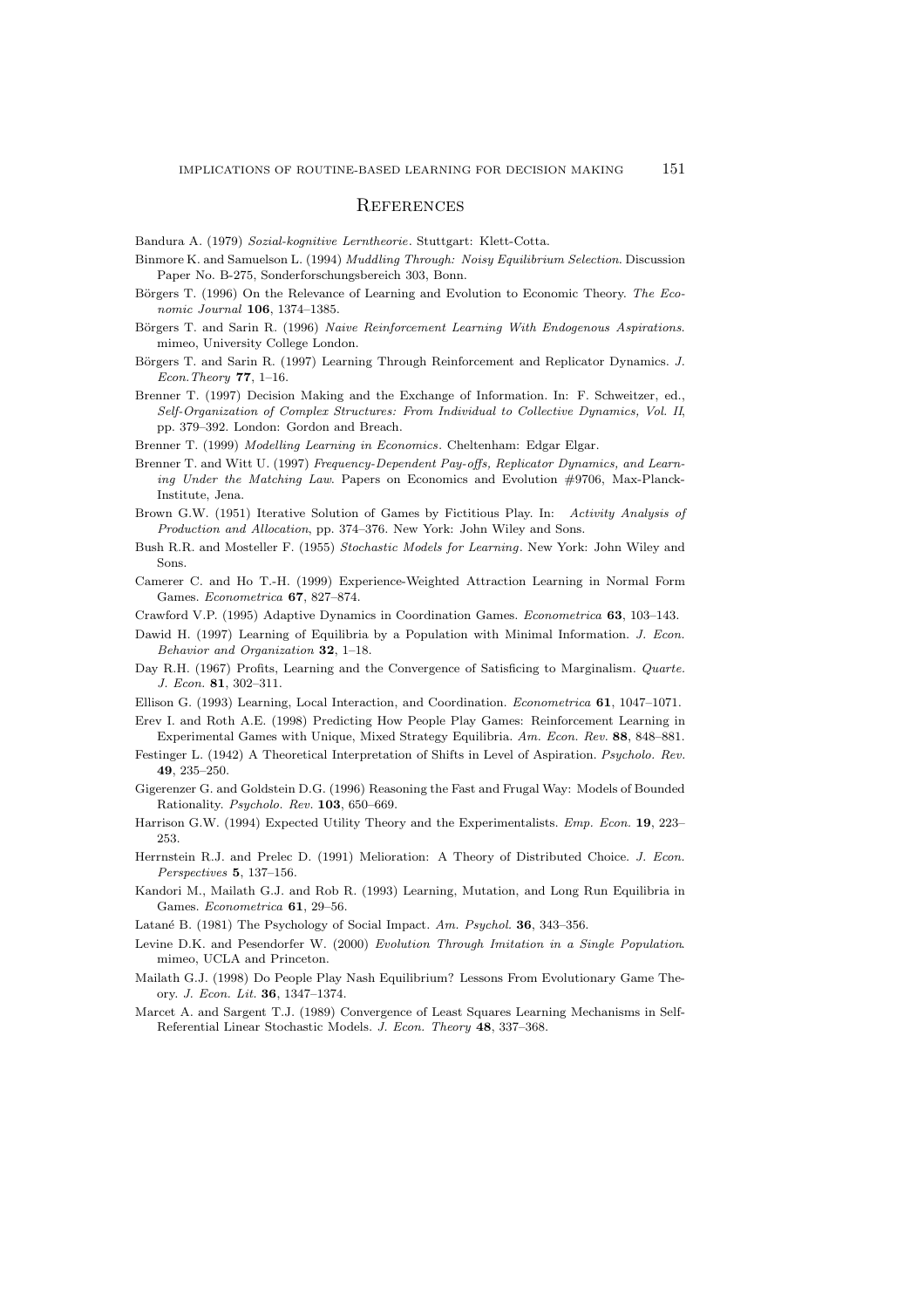## References

Bandura A. (1979) *Sozial-kognitive Lerntheorie*. Stuttgart: Klett-Cotta.

Binmore K. and Samuelson L. (1994) *Muddling Through: Noisy Equilibrium Selection*. Discussion Paper No. B-275, Sonderforschungsbereich 303, Bonn.

Börgers T. (1996) On the Relevance of Learning and Evolution to Economic Theory. *The Economic Journal* **106**, 1374–1385.

Börgers T. and Sarin R. (1996) *Naive Reinforcement Learning With Endogenous Aspirations*. mimeo, University College London.

Börgers T. and Sarin R. (1997) Learning Through Reinforcement and Replicator Dynamics. *J. Econ.Theory* **77**, 1–16.

Brenner T. (1997) Decision Making and the Exchange of Information. In: F. Schweitzer, ed., *Self-Organization of Complex Structures: From Individual to Collective Dynamics, Vol. II*, pp. 379–392. London: Gordon and Breach.

Brenner T. (1999) *Modelling Learning in Economics*. Cheltenham: Edgar Elgar.

Brenner T. and Witt U. (1997) *Frequency-Dependent Pay-offs, Replicator Dynamics, and Learning Under the Matching Law*. Papers on Economics and Evolution #9706, Max-Planck-Institute, Jena.

Brown G.W. (1951) Iterative Solution of Games by Fictitious Play. In: *Activity Analysis of Production and Allocation*, pp. 374–376. New York: John Wiley and Sons.

Bush R.R. and Mosteller F. (1955) *Stochastic Models for Learning*. New York: John Wiley and Sons.

Camerer C. and Ho T.-H. (1999) Experience-Weighted Attraction Learning in Normal Form Games. *Econometrica* **67**, 827–874.

Crawford V.P. (1995) Adaptive Dynamics in Coordination Games. *Econometrica* **63**, 103–143.

Dawid H. (1997) Learning of Equilibria by a Population with Minimal Information. *J. Econ. Behavior and Organization* **32**, 1–18.

Day R.H. (1967) Profits, Learning and the Convergence of Satisficing to Marginalism. *Quarte. J. Econ.* **81**, 302–311.

Ellison G. (1993) Learning, Local Interaction, and Coordination. *Econometrica* **61**, 1047–1071.

Erev I. and Roth A.E. (1998) Predicting How People Play Games: Reinforcement Learning in Experimental Games with Unique, Mixed Strategy Equilibria. *Am. Econ. Rev.* **88**, 848–881.

Festinger L. (1942) A Theoretical Interpretation of Shifts in Level of Aspiration. *Psycholo. Rev.* **49**, 235–250.

Gigerenzer G. and Goldstein D.G. (1996) Reasoning the Fast and Frugal Way: Models of Bounded Rationality. *Psycholo. Rev.* **103**, 650–669.

Harrison G.W. (1994) Expected Utility Theory and the Experimentalists. *Emp. Econ.* **19**, 223–253.

Herrnstein R.J. and Prelec D. (1991) Melioration: A Theory of Distributed Choice. *J. Econ. Perspectives* **5**, 137–156.

Kandori M., Mailath G.J. and Rob R. (1993) Learning, Mutation, and Long Run Equilibria in Games. *Econometrica* **61**, 29–56.

Latané B. (1981) The Psychology of Social Impact. *Am. Psychol.* **36**, 343–356.

Levine D.K. and Pesendorfer W. (2000) *Evolution Through Imitation in a Single Population*. mimeo, UCLA and Princeton.

Mailath G.J. (1998) Do People Play Nash Equilibrium? Lessons From Evolutionary Game Theory. *J. Econ. Lit.* **36**, 1347–1374.

Marcet A. and Sargent T.J. (1989) Convergence of Least Squares Learning Mechanisms in Self-Referential Linear Stochastic Models. *J. Econ. Theory* **48**, 337–368.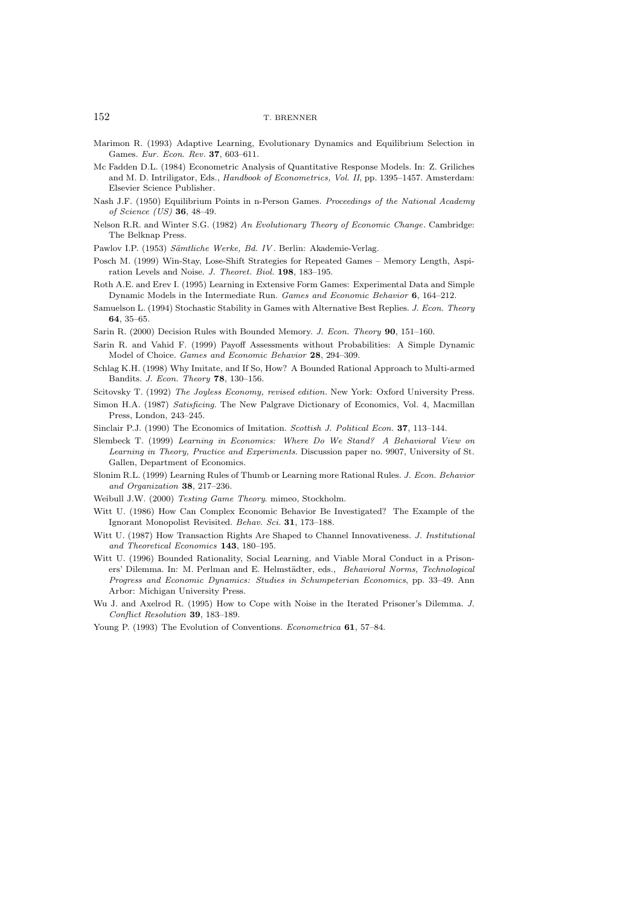Marimon R. (1993) Adaptive Learning, Evolutionary Dynamics and Equilibrium Selection in Games. *Eur. Econ. Rev.* **37**, 603–611.

Mc Fadden D.L. (1984) Econometric Analysis of Quantitative Response Models. In: Z. Griliches and M. D. Intriligator, Eds., *Handbook of Econometrics, Vol. II*, pp. 1395–1457. Amsterdam: Elsevier Science Publisher.

Nash J.F. (1950) Equilibrium Points in n-Person Games. *Proceedings of the National Academy of Science (US)* **36**, 48–49.

Nelson R.R. and Winter S.G. (1982) *An Evolutionary Theory of Economic Change*. Cambridge: The Belknap Press.

Pawlov I.P. (1953) *Sämtliche Werke, Bd. IV*. Berlin: Akademie-Verlag.

Posch M. (1999) Win-Stay, Lose-Shift Strategies for Repeated Games – Memory Length, Aspiration Levels and Noise. *J. Theoret. Biol.* **198**, 183–195.

Roth A.E. and Erev I. (1995) Learning in Extensive Form Games: Experimental Data and Simple Dynamic Models in the Intermediate Run. *Games and Economic Behavior* **6**, 164–212.

Samuelson L. (1994) Stochastic Stability in Games with Alternative Best Replies. *J. Econ. Theory* **64**, 35–65.

Sarin R. (2000) Decision Rules with Bounded Memory. *J. Econ. Theory* **90**, 151–160.

Sarin R. and Vahid F. (1999) Payoff Assessments without Probabilities: A Simple Dynamic Model of Choice. *Games and Economic Behavior* **28**, 294–309.

Schlag K.H. (1998) Why Imitate, and If So, How? A Bounded Rational Approach to Multi-armed Bandits. *J. Econ. Theory* **78**, 130–156.

Scitovsky T. (1992) *The Joyless Economy, revised edition*. New York: Oxford University Press.

Simon H.A. (1987) *Satisficing*. The New Palgrave Dictionary of Economics, Vol. 4, Macmillan Press, London, 243–245.

Sinclair P.J. (1990) The Economics of Imitation. *Scottish J. Political Econ.* **37**, 113–144.

Slembeck T. (1999) *Learning in Economics: Where Do We Stand? A Behavioral View on Learning in Theory, Practice and Experiments*. Discussion paper no. 9907, University of St. Gallen, Department of Economics.

Slonim R.L. (1999) Learning Rules of Thumb or Learning more Rational Rules. *J. Econ. Behavior and Organization* **38**, 217–236.

Weibull J.W. (2000) *Testing Game Theory*. mimeo, Stockholm.

Witt U. (1986) How Can Complex Economic Behavior Be Investigated? The Example of the Ignorant Monopolist Revisited. *Behav. Sci.* **31**, 173–188.

Witt U. (1987) How Transaction Rights Are Shaped to Channel Innovativeness. *J. Institutional and Theoretical Economics* **143**, 180–195.

Witt U. (1996) Bounded Rationality, Social Learning, and Viable Moral Conduct in a Prisoners' Dilemma. In: M. Perlman and E. Helmstädter, eds., *Behavioral Norms, Technological Progress and Economic Dynamics: Studies in Schumpeterian Economics*, pp. 33–49. Ann Arbor: Michigan University Press.

Wu J. and Axelrod R. (1995) How to Cope with Noise in the Iterated Prisoner's Dilemma. *J. Conflict Resolution* **39**, 183–189.

Young P. (1993) The Evolution of Conventions. *Econometrica* **61**, 57–84.